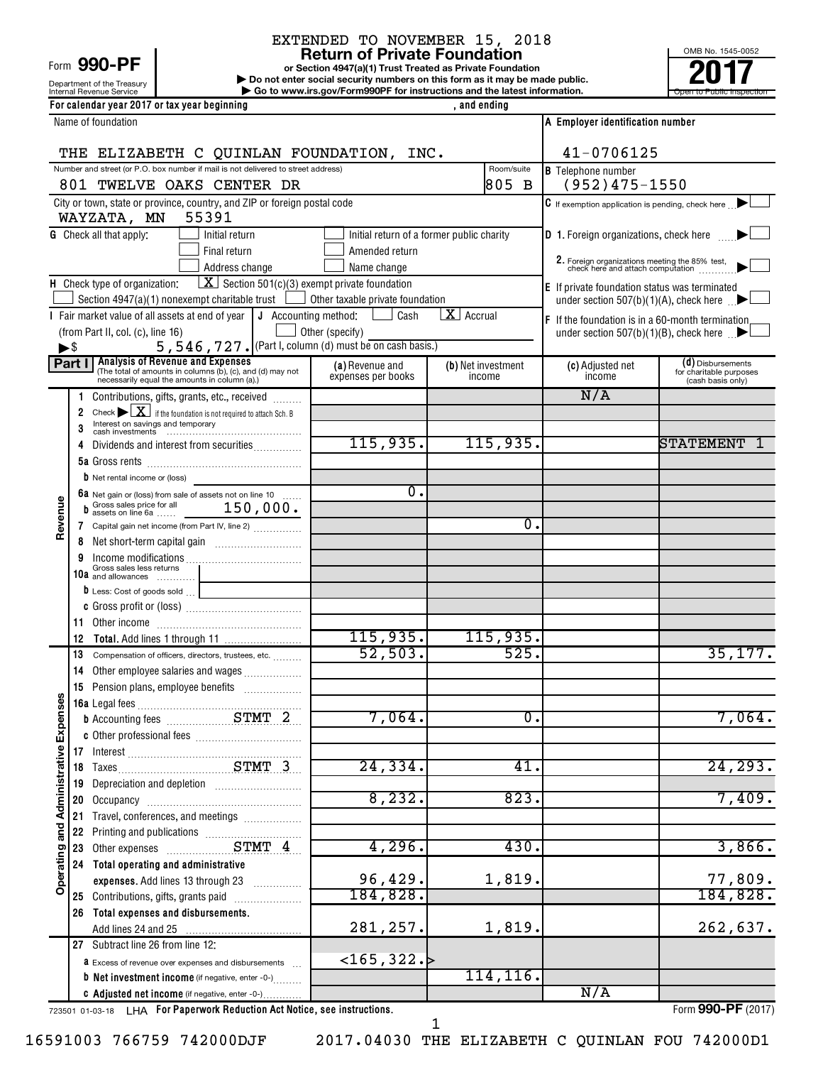EXTENDED TO NOVEMBER 15, 2018

Form **990-PF**

Department of the Treasury
Internal Revenue Service

# Return of Private Foundation

**or Section 4947(a)(1) Trust Treated as Private Foundation**

**▶ Do not enter social security numbers on this form as it may be made public.**

**▶ Go to www.irs.gov/Form990PF for instructions and the latest information.**

OMB No. 1545-0052

**2017**

Open to Public Inspection

For calendar year 2017 or tax year beginning , and ending

Name of foundation: THE ELIZABETH C QUINLAN FOUNDATION, INC.

A Employer identification number: 41-0706125

Number and street (or P.O. box number if mail is not delivered to street address): 801 TWELVE OAKS CENTER DR — Room/suite: 805 B

B Telephone number: (952)475-1550

City or town, state or province, country, and ZIP or foreign postal code: WAYZATA, MN 55391

C If exemption application is pending, check here ▶ ☐

G Check all that apply: ☐ Initial return ☐ Initial return of a former public charity ☐ Final return ☐ Amended return ☐ Address change ☐ Name change

D 1. Foreign organizations, check here ▶ ☐

2. Foreign organizations meeting the 85% test, check here and attach computation ▶ ☐

H Check type of organization: ☒ Section 501(c)(3) exempt private foundation ☐ Section 4947(a)(1) nonexempt charitable trust ☐ Other taxable private foundation

E If private foundation status was terminated under section 507(b)(1)(A), check here ▶ ☐

I Fair market value of all assets at end of year (from Part II, col. (c), line 16) ▶ $ 5,546,727.

J Accounting method: ☐ Cash ☒ Accrual ☐ Other (specify) (Part I, column (d) must be on cash basis.)

F If the foundation is in a 60-month termination under section 507(b)(1)(B), check here ▶ ☐

**Part I Analysis of Revenue and Expenses** (The total of amounts in columns (b), (c), and (d) may not necessarily equal the amounts in column (a).)

| | | (a) Revenue and expenses per books | (b) Net investment income | (c) Adjusted net income | (d) Disbursements for charitable purposes (cash basis only) |
|---|---|---|---|---|---|
| Revenue | 1 Contributions, gifts, grants, etc., received | | | N/A | |
| | 2 Check ▶ ☒ if the foundation is not required to attach Sch. B | | | | |
| | 3 Interest on savings and temporary cash investments | | | | |
| | 4 Dividends and interest from securities | 115,935. | 115,935. | | STATEMENT 1 |
| | 5a Gross rents | | | | |
| | b Net rental income or (loss) | | | | |
| | 6a Net gain or (loss) from sale of assets not on line 10 | 0. | | | |
| | b Gross sales price for all assets on line 6a 150,000. | | | | |
| | 7 Capital gain net income (from Part IV, line 2) | | 0. | | |
| | 8 Net short-term capital gain | | | | |
| | 9 Income modifications | | | | |
| | 10a Gross sales less returns and allowances | | | | |
| | b Less: Cost of goods sold | | | | |
| | c Gross profit or (loss) | | | | |
| | 11 Other income | | | | |
| | 12 **Total.** Add lines 1 through 11 | 115,935. | 115,935. | | |
| Operating and Administrative Expenses | 13 Compensation of officers, directors, trustees, etc. | 52,503. | 525. | | 35,177. |
| | 14 Other employee salaries and wages | | | | |
| | 15 Pension plans, employee benefits | | | | |
| | 16a Legal fees | | | | |
| | b Accounting fees STMT 2 | 7,064. | 0. | | 7,064. |
| | c Other professional fees | | | | |
| | 17 Interest | | | | |
| | 18 Taxes STMT 3 | 24,334. | 41. | | 24,293. |
| | 19 Depreciation and depletion | | | | |
| | 20 Occupancy | 8,232. | 823. | | 7,409. |
| | 21 Travel, conferences, and meetings | | | | |
| | 22 Printing and publications | | | | |
| | 23 Other expenses STMT 4 | 4,296. | 430. | | 3,866. |
| | 24 **Total operating and administrative expenses.** Add lines 13 through 23 | 96,429. | 1,819. | | 77,809. |
| | 25 Contributions, gifts, grants paid | 184,828. | | | 184,828. |
| | 26 **Total expenses and disbursements.** Add lines 24 and 25 | 281,257. | 1,819. | | 262,637. |
| | 27 Subtract line 26 from line 12: | | | | |
| | a Excess of revenue over expenses and disbursements | <165,322.> | | | |
| | b **Net investment income** (if negative, enter -0-) | | 114,116. | | |
| | c **Adjusted net income** (if negative, enter -0-) | | | N/A | |

723501 01-03-18 LHA **For Paperwork Reduction Act Notice, see instructions.** Form **990-PF** (2017)

16591003 766759 742000DJF 2017.04030 THE ELIZABETH C QUINLAN FOU 742000D1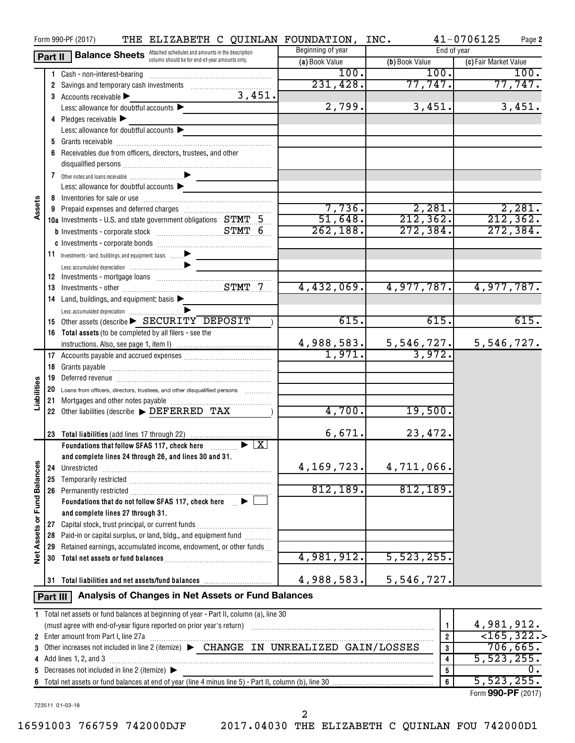Form 990-PF (2017) THE ELIZABETH C QUINLAN FOUNDATION, INC. 41-0706125 Page 2

## Part II Balance Sheets

Attached schedules and amounts in the description column should be for end-of-year amounts only.

| | | Beginning of year (a) Book Value | End of year (b) Book Value | End of year (c) Fair Market Value |
|---|---|---|---|---|
| **Assets** | 1 Cash - non-interest-bearing | 100. | 100. | 100. |
| | 2 Savings and temporary cash investments | 231,428. | 77,747. | 77,747. |
| | 3 Accounts receivable ▶ 3,451. | | | |
| | Less: allowance for doubtful accounts ▶ | 2,799. | 3,451. | 3,451. |
| | 4 Pledges receivable ▶ | | | |
| | Less: allowance for doubtful accounts ▶ | | | |
| | 5 Grants receivable | | | |
| | 6 Receivables due from officers, directors, trustees, and other disqualified persons | | | |
| | 7 Other notes and loans receivable ▶ | | | |
| | Less: allowance for doubtful accounts ▶ | | | |
| | 8 Inventories for sale or use | | | |
| | 9 Prepaid expenses and deferred charges | 7,736. | 2,281. | 2,281. |
| | 10a Investments - U.S. and state government obligations STMT 5 | 51,648. | 212,362. | 212,362. |
| | b Investments - corporate stock STMT 6 | 262,188. | 272,384. | 272,384. |
| | c Investments - corporate bonds | | | |
| | 11 Investments - land, buildings, and equipment: basis ▶ | | | |
| | Less: accumulated depreciation ▶ | | | |
| | 12 Investments - mortgage loans | | | |
| | 13 Investments - other STMT 7 | 4,432,069. | 4,977,787. | 4,977,787. |
| | 14 Land, buildings, and equipment: basis ▶ | | | |
| | Less: accumulated depreciation ▶ | | | |
| | 15 Other assets (describe ▶ SECURITY DEPOSIT ) | 615. | 615. | 615. |
| | 16 Total assets (to be completed by all filers - see the instructions. Also, see page 1, item I) | 4,988,583. | 5,546,727. | 5,546,727. |
| **Liabilities** | 17 Accounts payable and accrued expenses | 1,971. | 3,972. | |
| | 18 Grants payable | | | |
| | 19 Deferred revenue | | | |
| | 20 Loans from officers, directors, trustees, and other disqualified persons | | | |
| | 21 Mortgages and other notes payable | | | |
| | 22 Other liabilities (describe ▶ DEFERRED TAX ) | 4,700. | 19,500. | |
| | 23 Total liabilities (add lines 17 through 22) | 6,671. | 23,472. | |
| **Net Assets or Fund Balances** | Foundations that follow SFAS 117, check here ▶ [X] and complete lines 24 through 26, and lines 30 and 31. | | | |
| | 24 Unrestricted | 4,169,723. | 4,711,066. | |
| | 25 Temporarily restricted | | | |
| | 26 Permanently restricted | 812,189. | 812,189. | |
| | Foundations that do not follow SFAS 117, check here ▶ [ ] and complete lines 27 through 31. | | | |
| | 27 Capital stock, trust principal, or current funds | | | |
| | 28 Paid-in or capital surplus, or land, bldg., and equipment fund | | | |
| | 29 Retained earnings, accumulated income, endowment, or other funds | | | |
| | 30 Total net assets or fund balances | 4,981,912. | 5,523,255. | |
| | 31 Total liabilities and net assets/fund balances | 4,988,583. | 5,546,727. | |

## Part III Analysis of Changes in Net Assets or Fund Balances

| | | | |
|---|---|---|---|
| 1 | Total net assets or fund balances at beginning of year - Part II, column (a), line 30 (must agree with end-of-year figure reported on prior year's return) | 1 | 4,981,912. |
| 2 | Enter amount from Part I, line 27a | 2 | <165,322.> |
| 3 | Other increases not included in line 2 (itemize) ▶ CHANGE IN UNREALIZED GAIN/LOSSES | 3 | 706,665. |
| 4 | Add lines 1, 2, and 3 | 4 | 5,523,255. |
| 5 | Decreases not included in line 2 (itemize) ▶ | 5 | 0. |
| 6 | Total net assets or fund balances at end of year (line 4 minus line 5) - Part II, column (b), line 30 | 6 | 5,523,255. |

Form **990-PF** (2017)

723511 01-03-18

16591003 766759 742000DJF 2017.04030 THE ELIZABETH C QUINLAN FOU 742000D1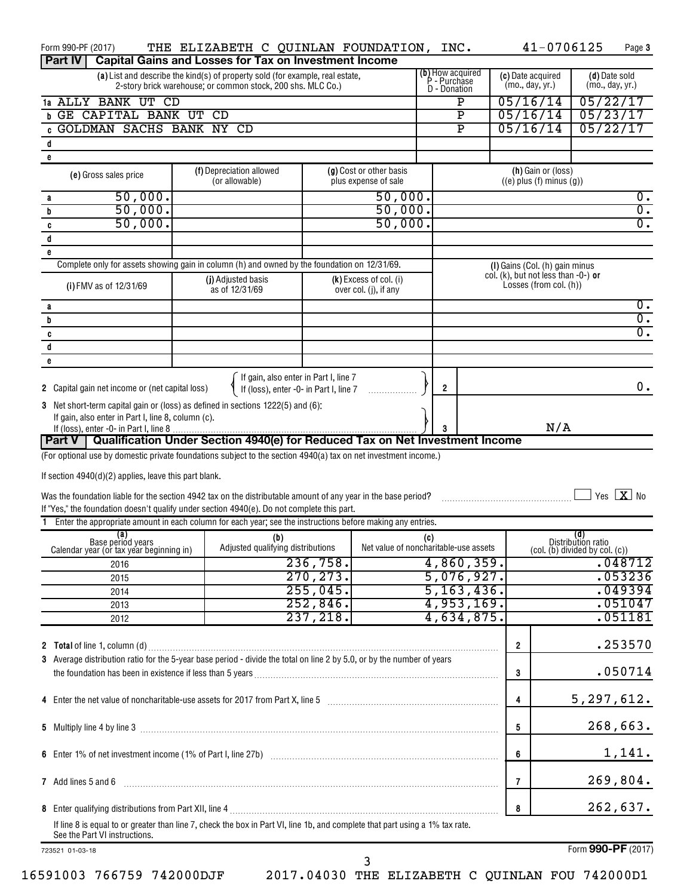Form 990-PF (2017) THE ELIZABETH C QUINLAN FOUNDATION, INC. 41-0706125 Page 3

## Part IV Capital Gains and Losses for Tax on Investment Income

| | (a) List and describe the kind(s) of property sold (for example, real estate, 2-story brick warehouse; or common stock, 200 shs. MLC Co.) | (b) How acquired P - Purchase D - Donation | (c) Date acquired (mo., day, yr.) | (d) Date sold (mo., day, yr.) |
|---|---|---|---|---|
| 1a | ALLY BANK UT CD | P | 05/16/14 | 05/22/17 |
| b | GE CAPITAL BANK UT CD | P | 05/16/14 | 05/23/17 |
| c | GOLDMAN SACHS BANK NY CD | P | 05/16/14 | 05/22/17 |
| d | | | | |
| e | | | | |

| | (e) Gross sales price | (f) Depreciation allowed (or allowable) | (g) Cost or other basis plus expense of sale | (h) Gain or (loss) ((e) plus (f) minus (g)) |
|---|---|---|---|---|
| a | 50,000. | | 50,000. | 0. |
| b | 50,000. | | 50,000. | 0. |
| c | 50,000. | | 50,000. | 0. |
| d | | | | |
| e | | | | |

Complete only for assets showing gain in column (h) and owned by the foundation on 12/31/69.

| | (i) FMV as of 12/31/69 | (j) Adjusted basis as of 12/31/69 | (k) Excess of col. (i) over col. (j), if any | (l) Gains (Col. (h) gain minus col. (k), but not less than -0-) or Losses (from col. (h)) |
|---|---|---|---|---|
| a | | | | 0. |
| b | | | | 0. |
| c | | | | 0. |
| d | | | | |
| e | | | | |

2 Capital gain net income or (net capital loss) — If gain, also enter in Part I, line 7; If (loss), enter -0- in Part I, line 7 ..... **2** 0.

3 Net short-term capital gain or (loss) as defined in sections 1222(5) and (6): If gain, also enter in Part I, line 8, column (c). If (loss), enter -0- in Part I, line 8 ..... **3** N/A

## Part V Qualification Under Section 4940(e) for Reduced Tax on Net Investment Income

(For optional use by domestic private foundations subject to the section 4940(a) tax on net investment income.)

If section 4940(d)(2) applies, leave this part blank.

Was the foundation liable for the section 4942 tax on the distributable amount of any year in the base period? ☐ Yes ☒ No

If "Yes," the foundation doesn't qualify under section 4940(e). Do not complete this part.

1 Enter the appropriate amount in each column for each year; see the instructions before making any entries.

| (a) Base period years Calendar year (or tax year beginning in) | (b) Adjusted qualifying distributions | (c) Net value of noncharitable-use assets | (d) Distribution ratio (col. (b) divided by col. (c)) |
|---|---|---|---|
| 2016 | 236,758. | 4,860,359. | .048712 |
| 2015 | 270,273. | 5,076,927. | .053236 |
| 2014 | 255,045. | 5,163,436. | .049394 |
| 2013 | 252,846. | 4,953,169. | .051047 |
| 2012 | 237,218. | 4,634,875. | .051181 |

| | | | |
|---|---|---|---|
| 2 | Total of line 1, column (d) | 2 | .253570 |
| 3 | Average distribution ratio for the 5-year base period - divide the total on line 2 by 5.0, or by the number of years the foundation has been in existence if less than 5 years | 3 | .050714 |
| 4 | Enter the net value of noncharitable-use assets for 2017 from Part X, line 5 | 4 | 5,297,612. |
| 5 | Multiply line 4 by line 3 | 5 | 268,663. |
| 6 | Enter 1% of net investment income (1% of Part I, line 27b) | 6 | 1,141. |
| 7 | Add lines 5 and 6 | 7 | 269,804. |
| 8 | Enter qualifying distributions from Part XII, line 4 | 8 | 262,637. |

If line 8 is equal to or greater than line 7, check the box in Part VI, line 1b, and complete that part using a 1% tax rate. See the Part VI instructions.

723521 01-03-18 Form **990-PF** (2017)

16591003 766759 742000DJF 2017.04030 THE ELIZABETH C QUINLAN FOU 742000D1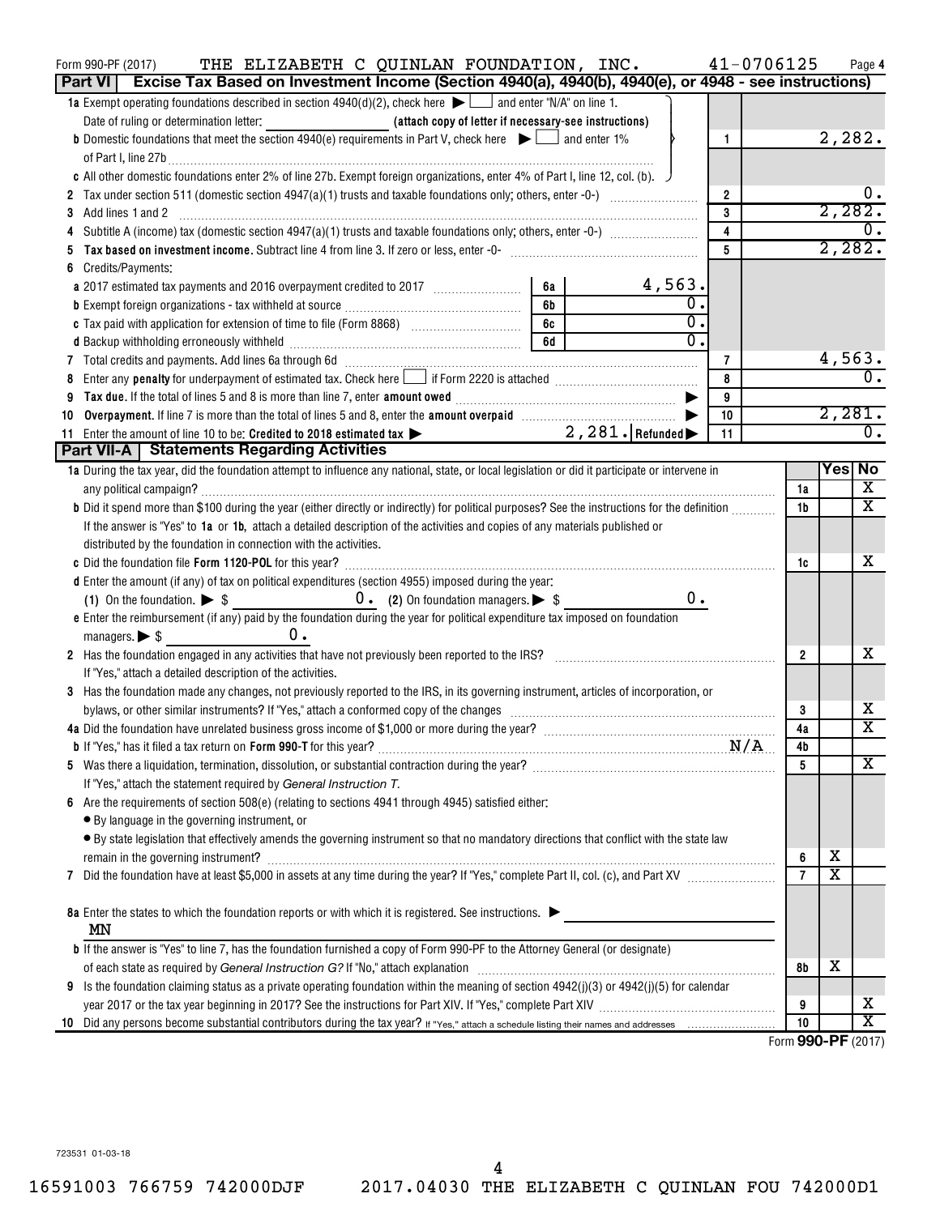Form 990-PF (2017) THE ELIZABETH C QUINLAN FOUNDATION, INC. 41-0706125 Page 4

## Part VI Excise Tax Based on Investment Income (Section 4940(a), 4940(b), 4940(e), or 4948 - see instructions)

| | | | |
|---|---|---|---|
| **1a** Exempt operating foundations described in section 4940(d)(2), check here ▶ ☐ and enter "N/A" on line 1. Date of ruling or determination letter: (attach copy of letter if necessary-see instructions) | | | |
| **b** Domestic foundations that meet the section 4940(e) requirements in Part V, check here ▶ ☐ and enter 1% of Part I, line 27b | | 1 | 2,282. |
| **c** All other domestic foundations enter 2% of line 27b. Exempt foreign organizations, enter 4% of Part I, line 12, col. (b). | | | |
| **2** Tax under section 511 (domestic section 4947(a)(1) trusts and taxable foundations only; others, enter -0-) | | 2 | 0. |
| **3** Add lines 1 and 2 | | 3 | 2,282. |
| **4** Subtitle A (income) tax (domestic section 4947(a)(1) trusts and taxable foundations only; others, enter -0-) | | 4 | 0. |
| **5 Tax based on investment income.** Subtract line 4 from line 3. If zero or less, enter -0- | | 5 | 2,282. |
| **6** Credits/Payments: | | | |
| **a** 2017 estimated tax payments and 2016 overpayment credited to 2017 | 6a 4,563. | | |
| **b** Exempt foreign organizations - tax withheld at source | 6b 0. | | |
| **c** Tax paid with application for extension of time to file (Form 8868) | 6c 0. | | |
| **d** Backup withholding erroneously withheld | 6d 0. | | |
| **7** Total credits and payments. Add lines 6a through 6d | | 7 | 4,563. |
| **8** Enter any **penalty** for underpayment of estimated tax. Check here ☐ if Form 2220 is attached | | 8 | 0. |
| **9 Tax due.** If the total of lines 5 and 8 is more than line 7, enter **amount owed** ▶ | | 9 | |
| **10 Overpayment.** If line 7 is more than the total of lines 5 and 8, enter the **amount overpaid** ▶ | | 10 | 2,281. |
| **11** Enter the amount of line 10 to be: **Credited to 2018 estimated tax** ▶ | 2,281. Refunded ▶ | 11 | 0. |

## Part VII-A Statements Regarding Activities

| | | Yes | No |
|---|---|---|---|
| **1a** During the tax year, did the foundation attempt to influence any national, state, or local legislation or did it participate or intervene in any political campaign? | 1a | | X |
| **b** Did it spend more than $100 during the year (either directly or indirectly) for political purposes? See the instructions for the definition | 1b | | X |
| If the answer is "Yes" to **1a** or **1b**, attach a detailed description of the activities and copies of any materials published or distributed by the foundation in connection with the activities. | | | |
| **c** Did the foundation file **Form 1120-POL** for this year? | 1c | | X |
| **d** Enter the amount (if any) of tax on political expenditures (section 4955) imposed during the year: (1) On the foundation. ▶ $ 0. (2) On foundation managers. ▶ $ 0. | | | |
| **e** Enter the reimbursement (if any) paid by the foundation during the year for political expenditure tax imposed on foundation managers. ▶ $ 0. | | | |
| **2** Has the foundation engaged in any activities that have not previously been reported to the IRS? | 2 | | X |
| If "Yes," attach a detailed description of the activities. | | | |
| **3** Has the foundation made any changes, not previously reported to the IRS, in its governing instrument, articles of incorporation, or bylaws, or other similar instruments? If "Yes," attach a conformed copy of the changes | 3 | | X |
| **4a** Did the foundation have unrelated business gross income of $1,000 or more during the year? | 4a | | X |
| **b** If "Yes," has it filed a tax return on **Form 990-T** for this year? N/A | 4b | | |
| **5** Was there a liquidation, termination, dissolution, or substantial contraction during the year? | 5 | | X |
| If "Yes," attach the statement required by *General Instruction T.* | | | |
| **6** Are the requirements of section 508(e) (relating to sections 4941 through 4945) satisfied either: • By language in the governing instrument, or • By state legislation that effectively amends the governing instrument so that no mandatory directions that conflict with the state law remain in the governing instrument? | 6 | X | |
| **7** Did the foundation have at least $5,000 in assets at any time during the year? If "Yes," complete Part II, col. (c), and Part XV | 7 | X | |
| **8a** Enter the states to which the foundation reports or with which it is registered. See instructions. ▶ MN | | | |
| **b** If the answer is "Yes" to line 7, has the foundation furnished a copy of Form 990-PF to the Attorney General (or designate) of each state as required by *General Instruction G?* If "No," attach explanation | 8b | X | |
| **9** Is the foundation claiming status as a private operating foundation within the meaning of section 4942(j)(3) or 4942(j)(5) for calendar year 2017 or the tax year beginning in 2017? See the instructions for Part XIV. If "Yes," complete Part XIV | 9 | | X |
| **10** Did any persons become substantial contributors during the tax year? If "Yes," attach a schedule listing their names and addresses | 10 | | X |

Form **990-PF** (2017)

723531 01-03-18

16591003 766759 742000DJF 2017.04030 THE ELIZABETH C QUINLAN FOU 742000D1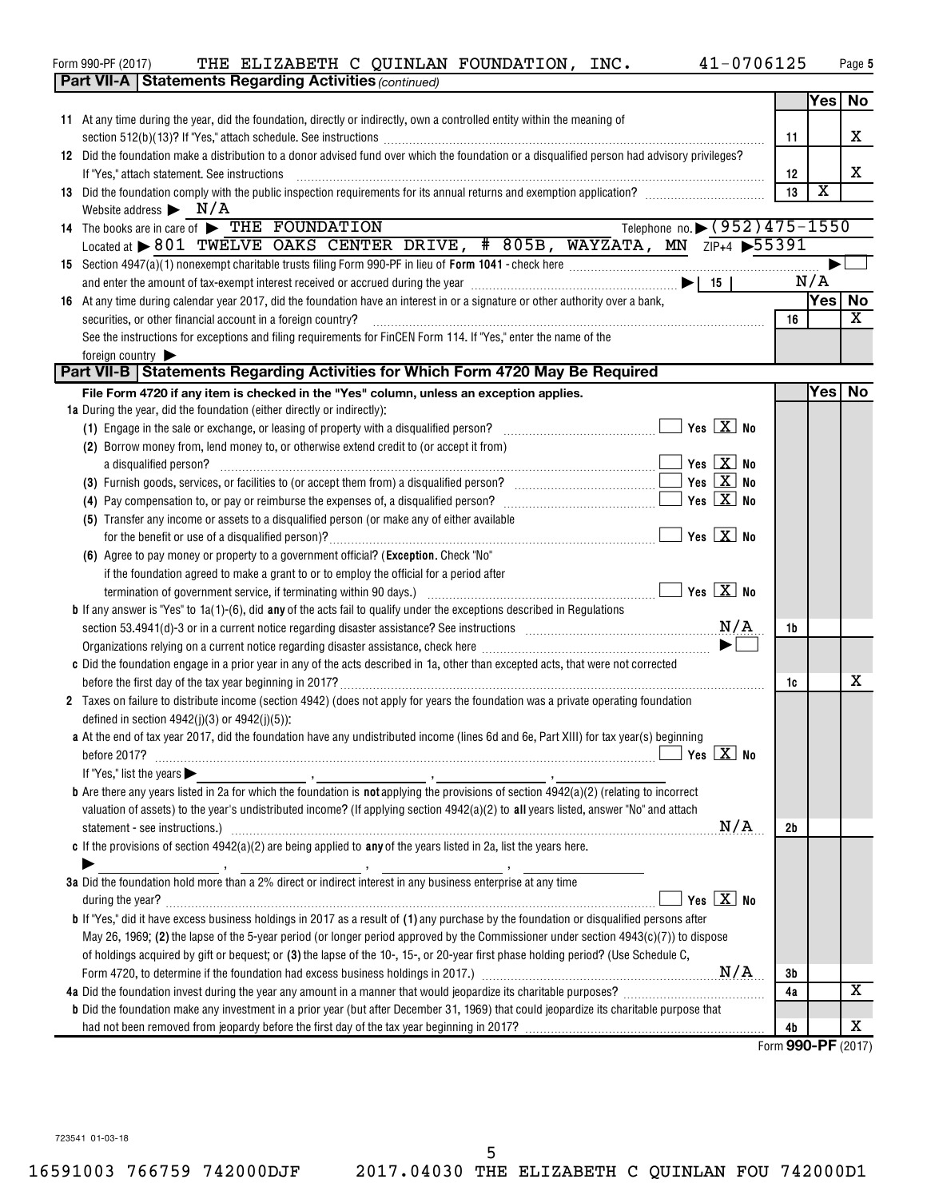Form 990-PF (2017) THE ELIZABETH C QUINLAN FOUNDATION, INC. 41-0706125 Page 5

## Part VII-A Statements Regarding Activities *(continued)*

| | | | Yes | No |
|---|---|---|---|---|
| 11 | At any time during the year, did the foundation, directly or indirectly, own a controlled entity within the meaning of section 512(b)(13)? If "Yes," attach schedule. See instructions | 11 | | X |
| 12 | Did the foundation make a distribution to a donor advised fund over which the foundation or a disqualified person had advisory privileges? If "Yes," attach statement. See instructions | 12 | | X |
| 13 | Did the foundation comply with the public inspection requirements for its annual returns and exemption application? | 13 | X | |

Website address ▶ N/A

14 The books are in care of ▶ THE FOUNDATION Telephone no. ▶ (952)475-1550

Located at ▶ 801 TWELVE OAKS CENTER DRIVE, # 805B, WAYZATA, MN ZIP+4 ▶ 55391

15 Section 4947(a)(1) nonexempt charitable trusts filing Form 990-PF in lieu of **Form 1041** - check here ▶ ☐

and enter the amount of tax-exempt interest received or accrued during the year ▶ | 15 | N/A

| | | | Yes | No |
|---|---|---|---|---|
| 16 | At any time during calendar year 2017, did the foundation have an interest in or a signature or other authority over a bank, securities, or other financial account in a foreign country? | 16 | | X |

See the instructions for exceptions and filing requirements for FinCEN Form 114. If "Yes," enter the name of the foreign country ▶

## Part VII-B Statements Regarding Activities for Which Form 4720 May Be Required

**File Form 4720 if any item is checked in the "Yes" column, unless an exception applies.**

| | | | Yes | No |
|---|---|---|---|---|
| **1a** | During the year, did the foundation (either directly or indirectly): | | | |
| | (1) Engage in the sale or exchange, or leasing of property with a disqualified person? ☐ Yes ☒ No | | | |
| | (2) Borrow money from, lend money to, or otherwise extend credit to (or accept it from) a disqualified person? ☐ Yes ☒ No | | | |
| | (3) Furnish goods, services, or facilities to (or accept them from) a disqualified person? ☐ Yes ☒ No | | | |
| | (4) Pay compensation to, or pay or reimburse the expenses of, a disqualified person? ☐ Yes ☒ No | | | |
| | (5) Transfer any income or assets to a disqualified person (or make any of either available for the benefit or use of a disqualified person)? ☐ Yes ☒ No | | | |
| | (6) Agree to pay money or property to a government official? (**Exception.** Check "No" if the foundation agreed to make a grant to or to employ the official for a period after termination of government service, if terminating within 90 days.) ☐ Yes ☒ No | | | |
| **b** | If any answer is "Yes" to 1a(1)-(6), did **any** of the acts fail to qualify under the exceptions described in Regulations section 53.4941(d)-3 or in a current notice regarding disaster assistance? See instructions N/A | 1b | | |
| | Organizations relying on a current notice regarding disaster assistance, check here ▶ ☐ | | | |
| **c** | Did the foundation engage in a prior year in any of the acts described in 1a, other than excepted acts, that were not corrected before the first day of the tax year beginning in 2017? | 1c | | X |
| **2** | Taxes on failure to distribute income (section 4942) (does not apply for years the foundation was a private operating foundation defined in section 4942(j)(3) or 4942(j)(5)): | | | |
| **a** | At the end of tax year 2017, did the foundation have any undistributed income (lines 6d and 6e, Part XIII) for tax year(s) beginning before 2017? ☐ Yes ☒ No | | | |
| | If "Yes," list the years ▶ , , , | | | |
| **b** | Are there any years listed in 2a for which the foundation is **not** applying the provisions of section 4942(a)(2) (relating to incorrect valuation of assets) to the year's undistributed income? (If applying section 4942(a)(2) to **all** years listed, answer "No" and attach statement - see instructions.) N/A | 2b | | |
| **c** | If the provisions of section 4942(a)(2) are being applied to **any** of the years listed in 2a, list the years here. ▶ , , , | | | |
| **3a** | Did the foundation hold more than a 2% direct or indirect interest in any business enterprise at any time during the year? ☐ Yes ☒ No | | | |
| **b** | If "Yes," did it have excess business holdings in 2017 as a result of **(1)** any purchase by the foundation or disqualified persons after May 26, 1969; **(2)** the lapse of the 5-year period (or longer period approved by the Commissioner under section 4943(c)(7)) to dispose of holdings acquired by gift or bequest; or **(3)** the lapse of the 10-, 15-, or 20-year first phase holding period? (Use Schedule C, Form 4720, to determine if the foundation had excess business holdings in 2017.) N/A | 3b | | |
| **4a** | Did the foundation invest during the year any amount in a manner that would jeopardize its charitable purposes? | 4a | | X |
| **b** | Did the foundation make any investment in a prior year (but after December 31, 1969) that could jeopardize its charitable purpose that had not been removed from jeopardy before the first day of the tax year beginning in 2017? | 4b | | X |

Form **990-PF** (2017)

723541 01-03-18

16591003 766759 742000DJF 2017.04030 THE ELIZABETH C QUINLAN FOU 742000D1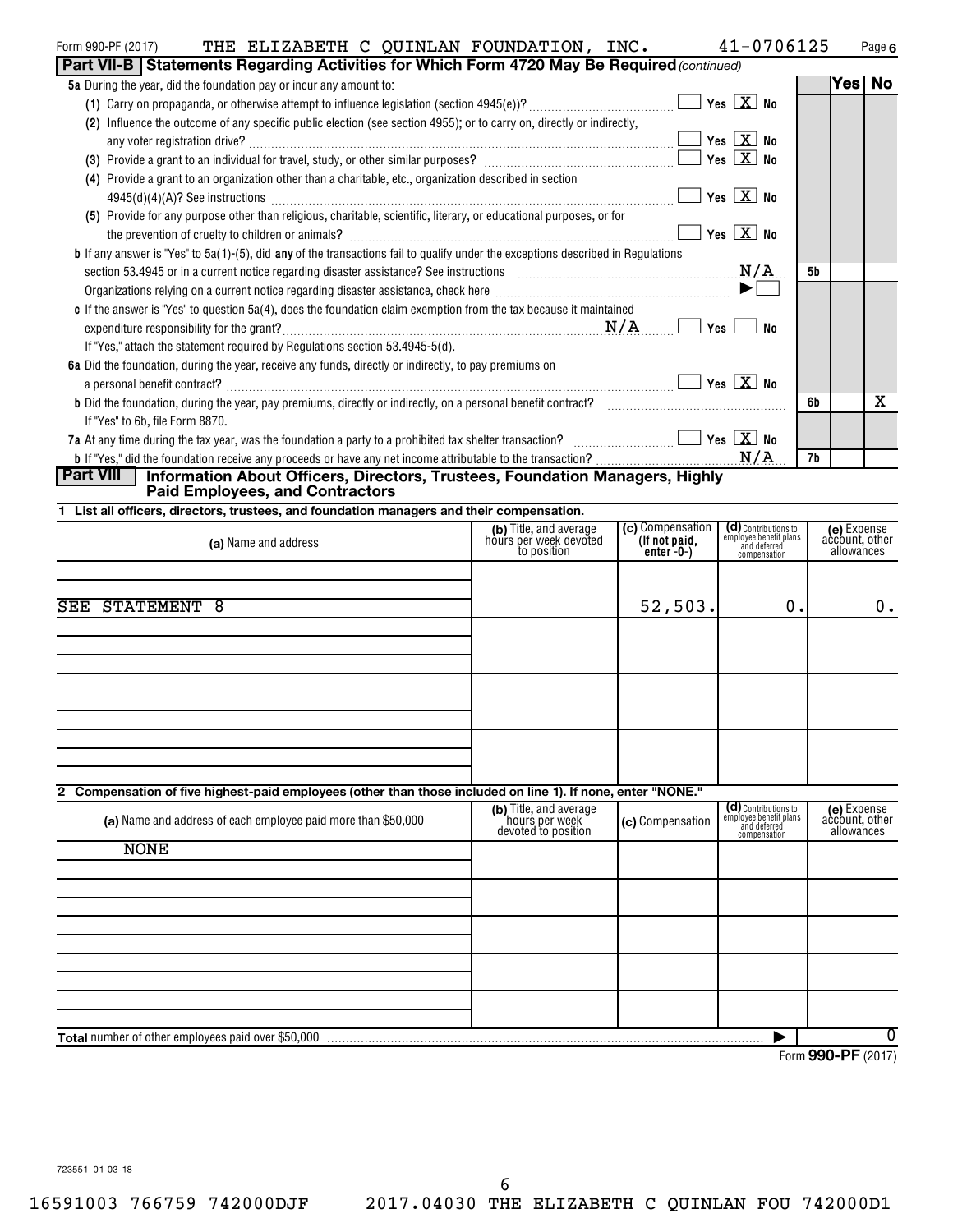Form 990-PF (2017) THE ELIZABETH C QUINLAN FOUNDATION, INC. 41-0706125

**Part VII-B Statements Regarding Activities for Which Form 4720 May Be Required** *(continued)*

| | | | Yes | No |
|---|---|---|---|---|
| **5a** During the year, did the foundation pay or incur any amount to: | | | | |
| (1) Carry on propaganda, or otherwise attempt to influence legislation (section 4945(e))? | ☐ Yes ☒ No | | | |
| (2) Influence the outcome of any specific public election (see section 4955); or to carry on, directly or indirectly, any voter registration drive? | ☐ Yes ☒ No | | | |
| (3) Provide a grant to an individual for travel, study, or other similar purposes? | ☐ Yes ☒ No | | | |
| (4) Provide a grant to an organization other than a charitable, etc., organization described in section 4945(d)(4)(A)? See instructions | ☐ Yes ☒ No | | | |
| (5) Provide for any purpose other than religious, charitable, scientific, literary, or educational purposes, or for the prevention of cruelty to children or animals? | ☐ Yes ☒ No | | | |
| **b** If any answer is "Yes" to 5a(1)-(5), did **any** of the transactions fail to qualify under the exceptions described in Regulations section 53.4945 or in a current notice regarding disaster assistance? See instructions | N/A | 5b | | |
| Organizations relying on a current notice regarding disaster assistance, check here | ▶ ☐ | | | |
| **c** If the answer is "Yes" to question 5a(4), does the foundation claim exemption from the tax because it maintained expenditure responsibility for the grant? | N/A ☐ Yes ☐ No | | | |
| If "Yes," attach the statement required by Regulations section 53.4945-5(d). | | | | |
| **6a** Did the foundation, during the year, receive any funds, directly or indirectly, to pay premiums on a personal benefit contract? | ☐ Yes ☒ No | | | |
| **b** Did the foundation, during the year, pay premiums, directly or indirectly, on a personal benefit contract? | | 6b | | X |
| If "Yes" to 6b, file Form 8870. | | | | |
| **7a** At any time during the tax year, was the foundation a party to a prohibited tax shelter transaction? | ☐ Yes ☒ No | | | |
| **b** If "Yes," did the foundation receive any proceeds or have any net income attributable to the transaction? | N/A | 7b | | |

**Part VIII Information About Officers, Directors, Trustees, Foundation Managers, Highly Paid Employees, and Contractors**

**1 List all officers, directors, trustees, and foundation managers and their compensation.**

| (a) Name and address | (b) Title, and average hours per week devoted to position | (c) Compensation (If not paid, enter -0-) | (d) Contributions to employee benefit plans and deferred compensation | (e) Expense account, other allowances |
|---|---|---|---|---|
| SEE STATEMENT 8 | | 52,503. | 0. | 0. |
| | | | | |
| | | | | |
| | | | | |

**2 Compensation of five highest-paid employees (other than those included on line 1). If none, enter "NONE."**

| (a) Name and address of each employee paid more than $50,000 | (b) Title, and average hours per week devoted to position | (c) Compensation | (d) Contributions to employee benefit plans and deferred compensation | (e) Expense account, other allowances |
|---|---|---|---|---|
| NONE | | | | |
| | | | | |
| | | | | |
| | | | | |
| | | | | |

**Total** number of other employees paid over $50,000 ▶ 0

Form **990-PF** (2017)

723551 01-03-18

16591003 766759 742000DJF 2017.04030 THE ELIZABETH C QUINLAN FOU 742000D1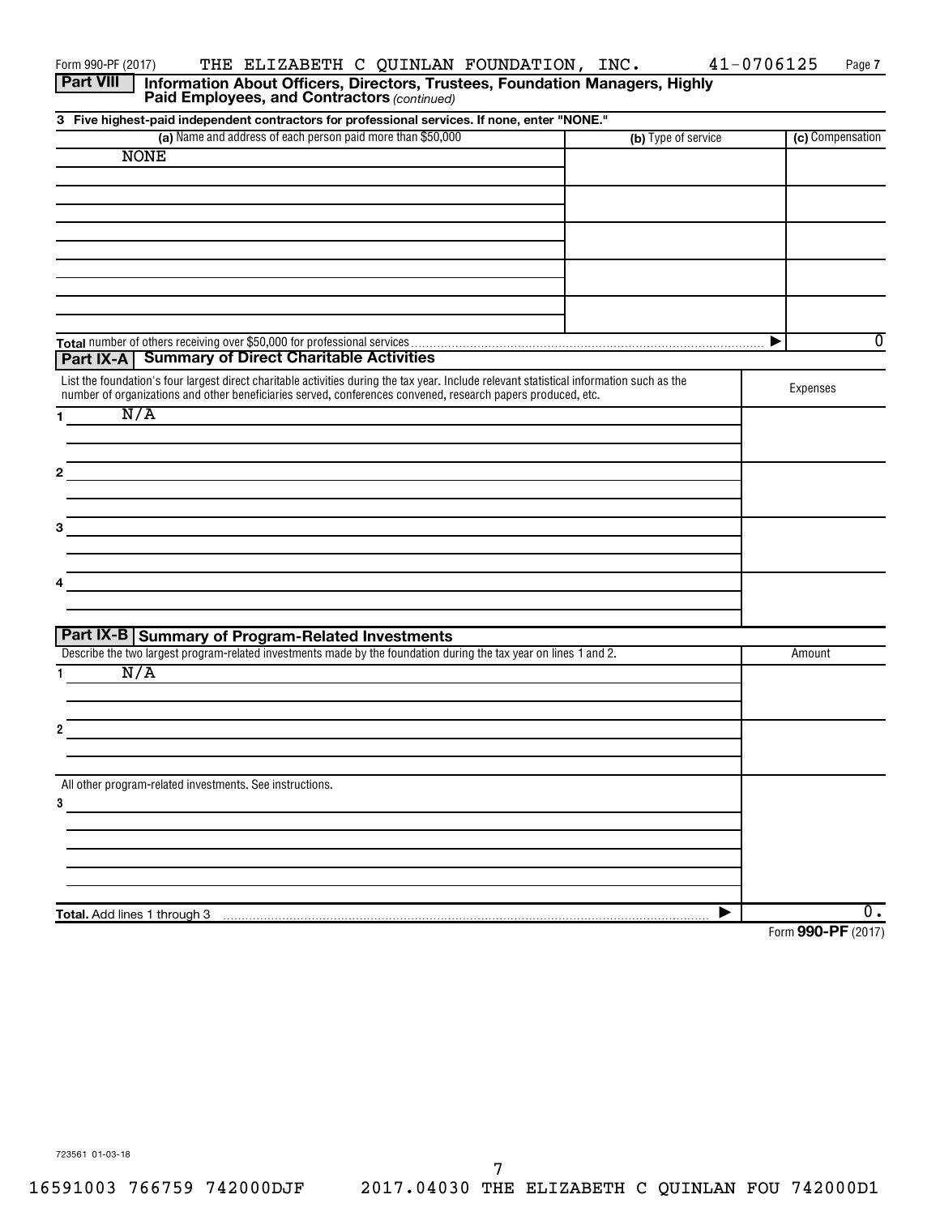Form 990-PF (2017) THE ELIZABETH C QUINLAN FOUNDATION, INC. 41-0706125

## Part VIII Information About Officers, Directors, Trustees, Foundation Managers, Highly Paid Employees, and Contractors *(continued)*

**3 Five highest-paid independent contractors for professional services. If none, enter "NONE."**

| (a) Name and address of each person paid more than $50,000 | (b) Type of service | (c) Compensation |
|---|---|---|
| NONE | | |
| | | |
| | | |
| | | |
| | | |

**Total** number of others receiving over $50,000 for professional services ▶ 0

## Part IX-A Summary of Direct Charitable Activities

| List the foundation's four largest direct charitable activities during the tax year. Include relevant statistical information such as the number of organizations and other beneficiaries served, conferences convened, research papers produced, etc. | Expenses |
|---|---|
| 1 N/A | |
| 2 | |
| 3 | |
| 4 | |

## Part IX-B Summary of Program-Related Investments

| Describe the two largest program-related investments made by the foundation during the tax year on lines 1 and 2. | Amount |
|---|---|
| 1 N/A | |
| 2 | |
| All other program-related investments. See instructions. | |
| 3 | |
| **Total.** Add lines 1 through 3 ▶ | 0. |

Form **990-PF** (2017)

723561 01-03-18

16591003 766759 742000DJF 2017.04030 THE ELIZABETH C QUINLAN FOU 742000D1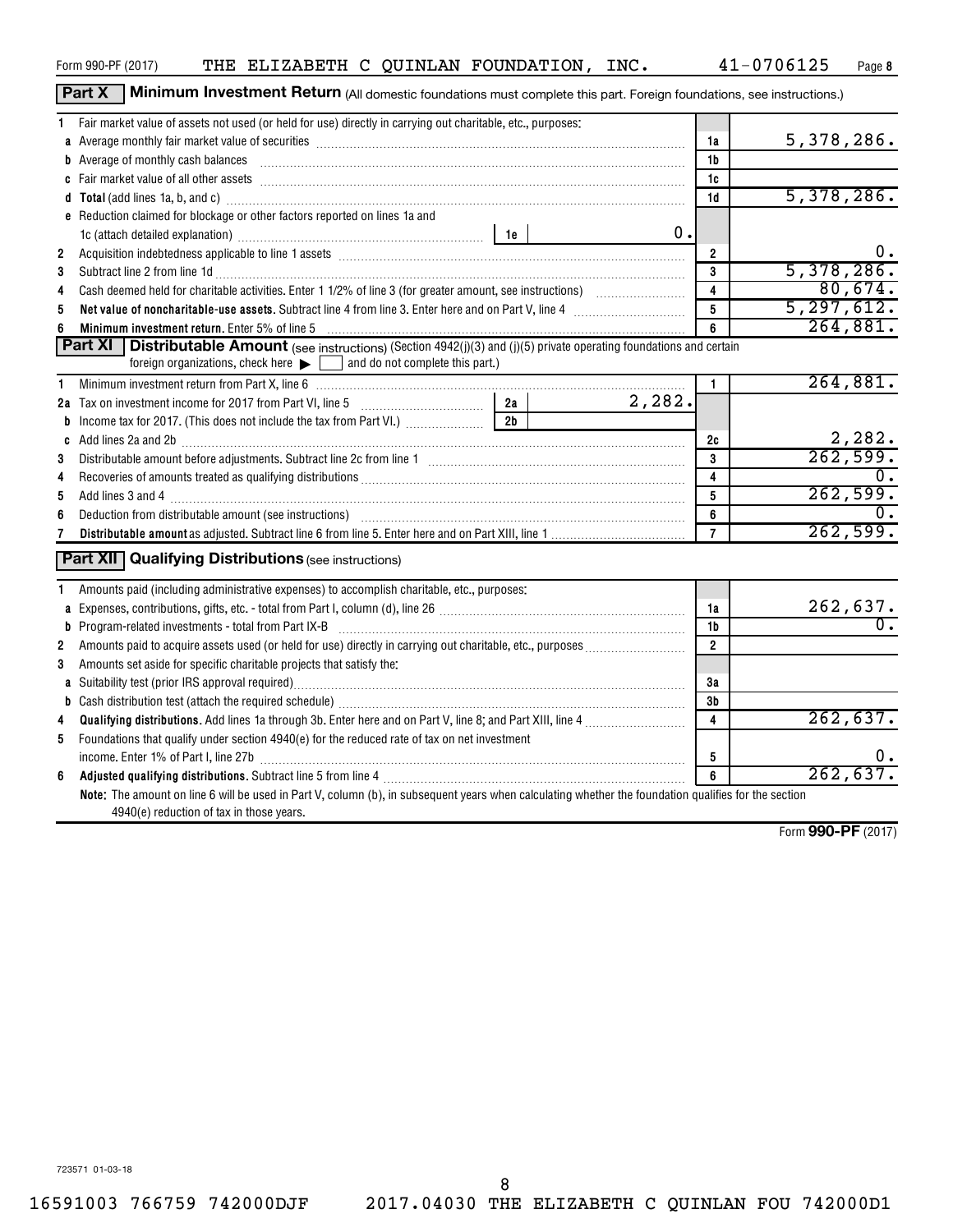Form 990-PF (2017) THE ELIZABETH C QUINLAN FOUNDATION, INC. 41-0706125

**Part X Minimum Investment Return** (All domestic foundations must complete this part. Foreign foundations, see instructions.)

| | | | |
|---|---|---|---|
| 1 | Fair market value of assets not used (or held for use) directly in carrying out charitable, etc., purposes: | | |
| a | Average monthly fair market value of securities | 1a | 5,378,286. |
| b | Average of monthly cash balances | 1b | |
| c | Fair market value of all other assets | 1c | |
| d | **Total** (add lines 1a, b, and c) | 1d | 5,378,286. |
| e | Reduction claimed for blockage or other factors reported on lines 1a and 1c (attach detailed explanation) — 1e: 0. | | |
| 2 | Acquisition indebtedness applicable to line 1 assets | 2 | 0. |
| 3 | Subtract line 2 from line 1d | 3 | 5,378,286. |
| 4 | Cash deemed held for charitable activities. Enter 1 1/2% of line 3 (for greater amount, see instructions) | 4 | 80,674. |
| 5 | **Net value of noncharitable-use assets.** Subtract line 4 from line 3. Enter here and on Part V, line 4 | 5 | 5,297,612. |
| 6 | **Minimum investment return.** Enter 5% of line 5 | 6 | 264,881. |

**Part XI Distributable Amount** (see instructions) (Section 4942(j)(3) and (j)(5) private operating foundations and certain foreign organizations, check here ▶ ☐ and do not complete this part.)

| | | | |
|---|---|---|---|
| 1 | Minimum investment return from Part X, line 6 | 1 | 264,881. |
| 2a | Tax on investment income for 2017 from Part VI, line 5 — 2a: 2,282. | | |
| b | Income tax for 2017. (This does not include the tax from Part VI.) — 2b: | | |
| c | Add lines 2a and 2b | 2c | 2,282. |
| 3 | Distributable amount before adjustments. Subtract line 2c from line 1 | 3 | 262,599. |
| 4 | Recoveries of amounts treated as qualifying distributions | 4 | 0. |
| 5 | Add lines 3 and 4 | 5 | 262,599. |
| 6 | Deduction from distributable amount (see instructions) | 6 | 0. |
| 7 | **Distributable amount** as adjusted. Subtract line 6 from line 5. Enter here and on Part XIII, line 1 | 7 | 262,599. |

**Part XII Qualifying Distributions** (see instructions)

| | | | |
|---|---|---|---|
| 1 | Amounts paid (including administrative expenses) to accomplish charitable, etc., purposes: | | |
| a | Expenses, contributions, gifts, etc. - total from Part I, column (d), line 26 | 1a | 262,637. |
| b | Program-related investments - total from Part IX-B | 1b | 0. |
| 2 | Amounts paid to acquire assets used (or held for use) directly in carrying out charitable, etc., purposes | 2 | |
| 3 | Amounts set aside for specific charitable projects that satisfy the: | | |
| a | Suitability test (prior IRS approval required) | 3a | |
| b | Cash distribution test (attach the required schedule) | 3b | |
| 4 | **Qualifying distributions.** Add lines 1a through 3b. Enter here and on Part V, line 8; and Part XIII, line 4 | 4 | 262,637. |
| 5 | Foundations that qualify under section 4940(e) for the reduced rate of tax on net investment income. Enter 1% of Part I, line 27b | 5 | 0. |
| 6 | **Adjusted qualifying distributions.** Subtract line 5 from line 4 | 6 | 262,637. |

**Note:** The amount on line 6 will be used in Part V, column (b), in subsequent years when calculating whether the foundation qualifies for the section 4940(e) reduction of tax in those years.

Form **990-PF** (2017)

723571 01-03-18

16591003 766759 742000DJF 2017.04030 THE ELIZABETH C QUINLAN FOU 742000D1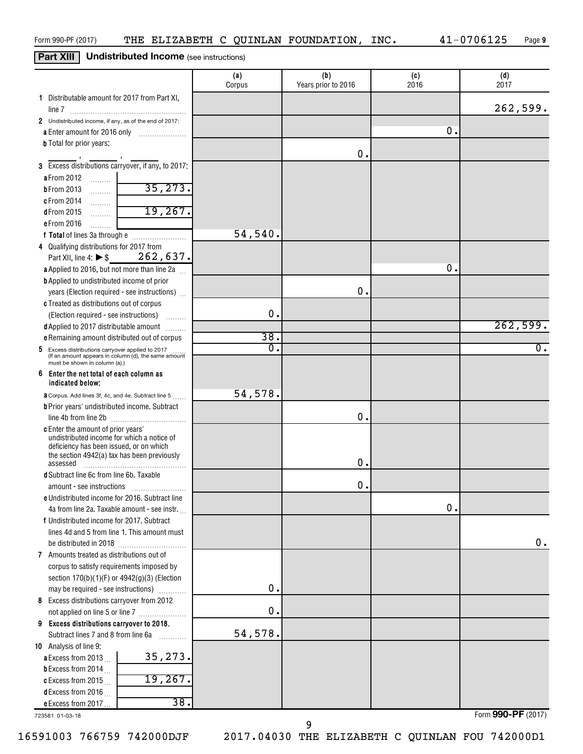Form 990-PF (2017) THE ELIZABETH C QUINLAN FOUNDATION, INC. 41-0706125 Page 9

## Part XIII Undistributed Income (see instructions)

| | (a) Corpus | (b) Years prior to 2016 | (c) 2016 | (d) 2017 |
|---|---|---|---|---|
| **1** Distributable amount for 2017 from Part XI, line 7 | | | | 262,599. |
| **2** Undistributed income, if any, as of the end of 2017: | | | | |
| **a** Enter amount for 2016 only | | | 0. | |
| **b** Total for prior years: ____ , ____ , ____ | | 0. | | |
| **3** Excess distributions carryover, if any, to 2017: | | | | |
| **a** From 2012 | | | | |
| **b** From 2013 35,273. | | | | |
| **c** From 2014 | | | | |
| **d** From 2015 19,267. | | | | |
| **e** From 2016 | | | | |
| **f Total** of lines 3a through e | 54,540. | | | |
| **4** Qualifying distributions for 2017 from Part XII, line 4: ▶ $ 262,637. | | | | |
| **a** Applied to 2016, but not more than line 2a | | | 0. | |
| **b** Applied to undistributed income of prior years (Election required - see instructions) | | 0. | | |
| **c** Treated as distributions out of corpus (Election required - see instructions) | 0. | | | |
| **d** Applied to 2017 distributable amount | | | | 262,599. |
| **e** Remaining amount distributed out of corpus | 38. | | | |
| **5** Excess distributions carryover applied to 2017 (If an amount appears in column (d), the same amount must be shown in column (a).) | 0. | | | 0. |
| **6 Enter the net total of each column as indicated below:** | | | | |
| **a** Corpus. Add lines 3f, 4c, and 4e. Subtract line 5 | 54,578. | | | |
| **b** Prior years' undistributed income. Subtract line 4b from line 2b | | 0. | | |
| **c** Enter the amount of prior years' undistributed income for which a notice of deficiency has been issued, or on which the section 4942(a) tax has been previously assessed | | 0. | | |
| **d** Subtract line 6c from line 6b. Taxable amount - see instructions | | 0. | | |
| **e** Undistributed income for 2016. Subtract line 4a from line 2a. Taxable amount - see instr. | | | 0. | |
| **f** Undistributed income for 2017. Subtract lines 4d and 5 from line 1. This amount must be distributed in 2018 | | | | 0. |
| **7** Amounts treated as distributions out of corpus to satisfy requirements imposed by section 170(b)(1)(F) or 4942(g)(3) (Election may be required - see instructions) | 0. | | | |
| **8** Excess distributions carryover from 2012 not applied on line 5 or line 7 | 0. | | | |
| **9 Excess distributions carryover to 2018.** Subtract lines 7 and 8 from line 6a | 54,578. | | | |
| **10** Analysis of line 9: | | | | |
| **a** Excess from 2013 35,273. | | | | |
| **b** Excess from 2014 | | | | |
| **c** Excess from 2015 19,267. | | | | |
| **d** Excess from 2016 | | | | |
| **e** Excess from 2017 38. | | | | |

723581 01-03-18

Form **990-PF** (2017)

16591003 766759 742000DJF 2017.04030 THE ELIZABETH C QUINLAN FOU 742000D1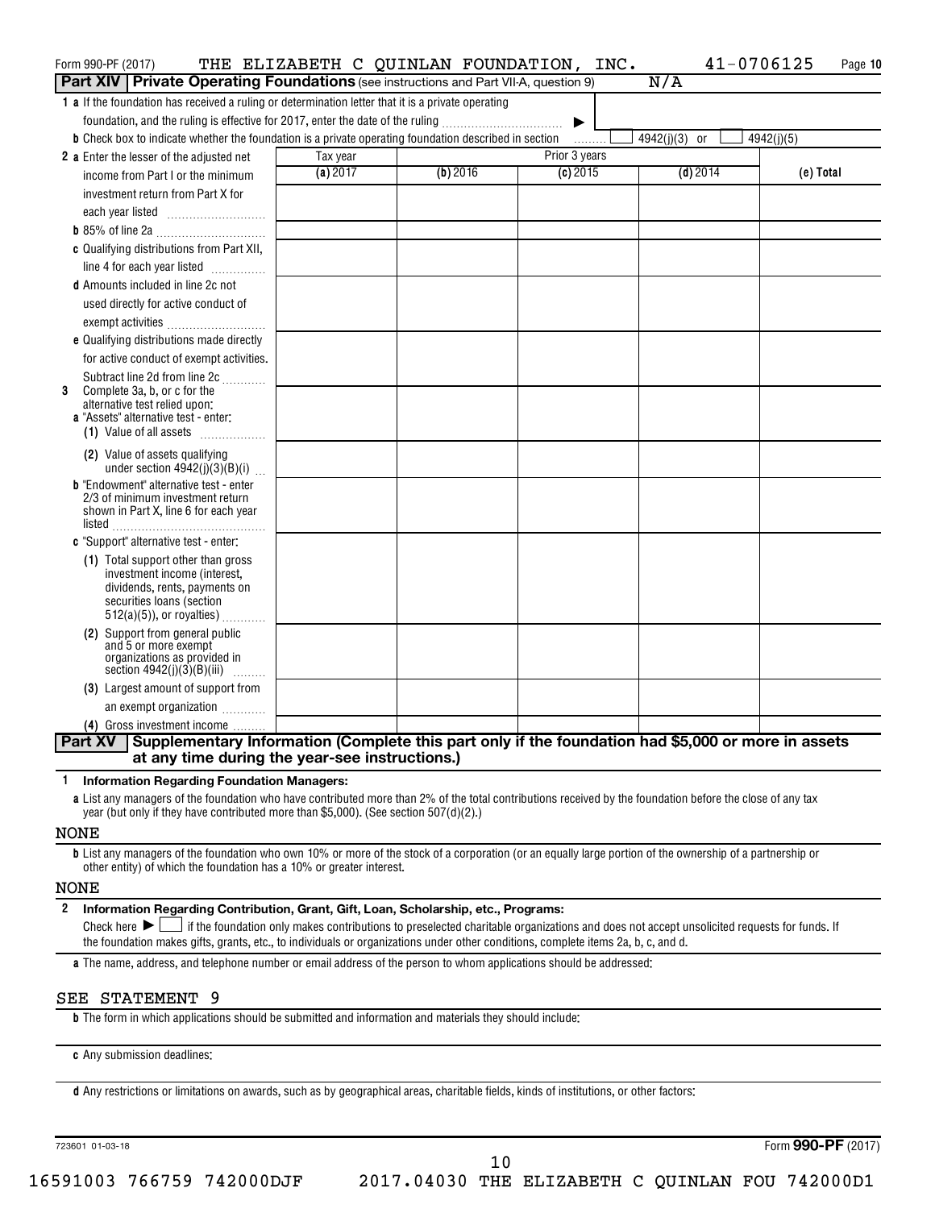Form 990-PF (2017) THE ELIZABETH C QUINLAN FOUNDATION, INC. 41-0706125 Page 10

## Part XIV | Private Operating Foundations (see instructions and Part VII-A, question 9) N/A

**1 a** If the foundation has received a ruling or determination letter that it is a private operating foundation, and the ruling is effective for 2017, enter the date of the ruling ▶

**b** Check box to indicate whether the foundation is a private operating foundation described in section ☐ 4942(j)(3) or ☐ 4942(j)(5)

| | Tax year | Prior 3 years | | | |
|---|---|---|---|---|---|
| | (a) 2017 | (b) 2016 | (c) 2015 | (d) 2014 | (e) Total |
| **2 a** Enter the lesser of the adjusted net income from Part I or the minimum investment return from Part X for each year listed | | | | | |
| **b** 85% of line 2a | | | | | |
| **c** Qualifying distributions from Part XII, line 4 for each year listed | | | | | |
| **d** Amounts included in line 2c not used directly for active conduct of exempt activities | | | | | |
| **e** Qualifying distributions made directly for active conduct of exempt activities. Subtract line 2d from line 2c | | | | | |
| **3** Complete 3a, b, or c for the alternative test relied upon: **a** "Assets" alternative test - enter: **(1)** Value of all assets | | | | | |
| **(2)** Value of assets qualifying under section 4942(j)(3)(B)(i) | | | | | |
| **b** "Endowment" alternative test - enter 2/3 of minimum investment return shown in Part X, line 6 for each year listed | | | | | |
| **c** "Support" alternative test - enter: **(1)** Total support other than gross investment income (interest, dividends, rents, payments on securities loans (section 512(a)(5)), or royalties) | | | | | |
| **(2)** Support from general public and 5 or more exempt organizations as provided in section 4942(j)(3)(B)(iii) | | | | | |
| **(3)** Largest amount of support from an exempt organization | | | | | |
| **(4)** Gross investment income | | | | | |

## Part XV | Supplementary Information (Complete this part only if the foundation had $5,000 or more in assets at any time during the year-see instructions.)

**1 Information Regarding Foundation Managers:**

**a** List any managers of the foundation who have contributed more than 2% of the total contributions received by the foundation before the close of any tax year (but only if they have contributed more than $5,000). (See section 507(d)(2).)

NONE

**b** List any managers of the foundation who own 10% or more of the stock of a corporation (or an equally large portion of the ownership of a partnership or other entity) of which the foundation has a 10% or greater interest.

NONE

**2 Information Regarding Contribution, Grant, Gift, Loan, Scholarship, etc., Programs:**

Check here ▶ ☐ if the foundation only makes contributions to preselected charitable organizations and does not accept unsolicited requests for funds. If the foundation makes gifts, grants, etc., to individuals or organizations under other conditions, complete items 2a, b, c, and d.

**a** The name, address, and telephone number or email address of the person to whom applications should be addressed:

SEE STATEMENT 9

**b** The form in which applications should be submitted and information and materials they should include:

**c** Any submission deadlines:

**d** Any restrictions or limitations on awards, such as by geographical areas, charitable fields, kinds of institutions, or other factors:

723601 01-03-18 Form **990-PF** (2017)

16591003 766759 742000DJF 2017.04030 THE ELIZABETH C QUINLAN FOU 742000D1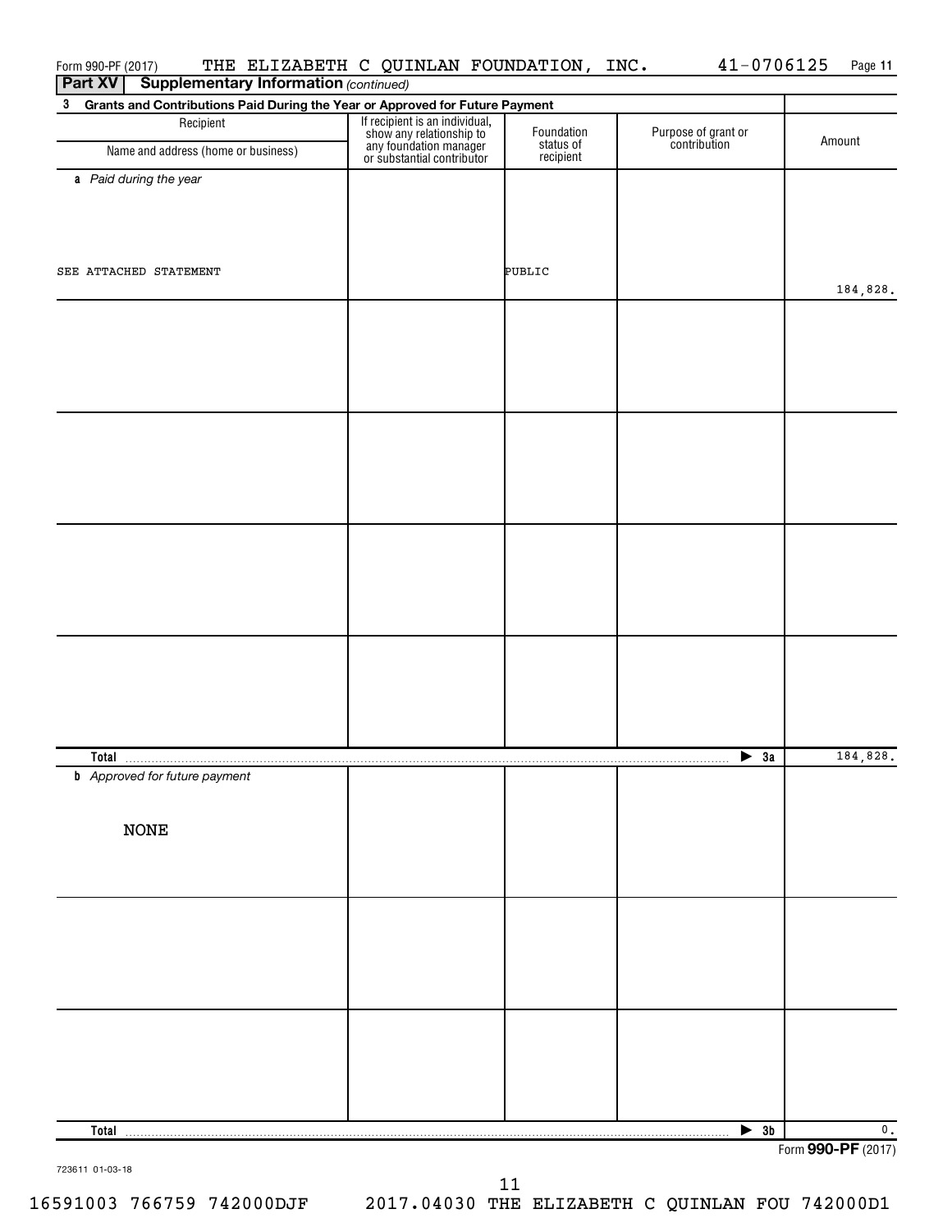Form 990-PF (2017) THE ELIZABETH C QUINLAN FOUNDATION, INC. 41-0706125

## Part XV Supplementary Information *(continued)*

**3 Grants and Contributions Paid During the Year or Approved for Future Payment**

| Recipient Name and address (home or business) | If recipient is an individual, show any relationship to any foundation manager or substantial contributor | Foundation status of recipient | Purpose of grant or contribution | Amount |
|---|---|---|---|---|
| ***a** Paid during the year* | | | | |
| SEE ATTACHED STATEMENT | | PUBLIC | | 184,828. |
| **Total** | | | ▶ **3a** | 184,828. |
| ***b** Approved for future payment* | | | | |
| NONE | | | | |
| **Total** | | | ▶ **3b** | 0. |

Form **990-PF** (2017)

723611 01-03-18

16591003 766759 742000DJF 2017.04030 THE ELIZABETH C QUINLAN FOU 742000D1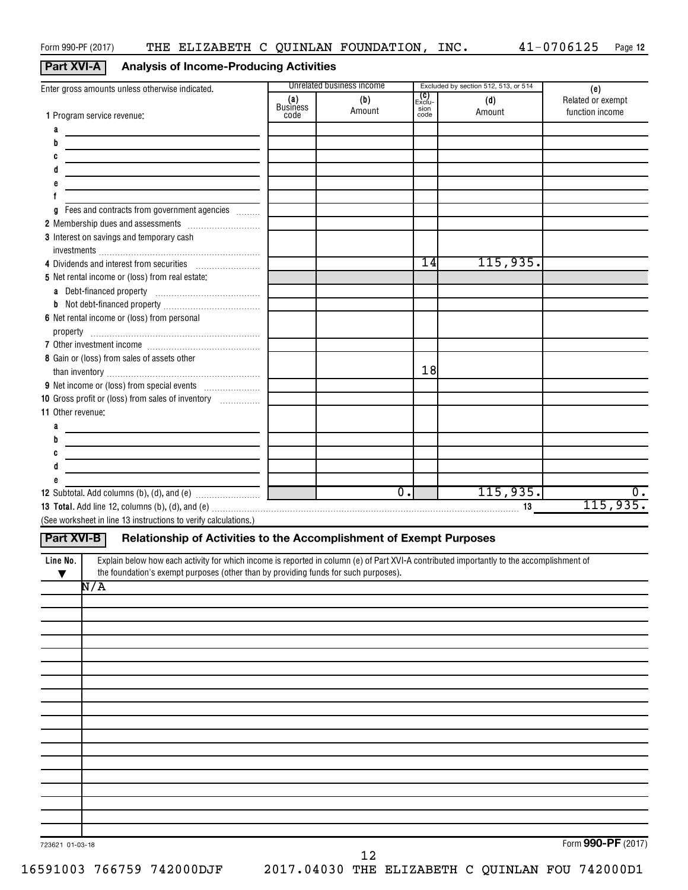Form 990-PF (2017) THE ELIZABETH C QUINLAN FOUNDATION, INC. 41-0706125 Page 12

## Part XVI-A Analysis of Income-Producing Activities

| Enter gross amounts unless otherwise indicated. | Unrelated business income | | Excluded by section 512, 513, or 514 | | (e) |
|---|---|---|---|---|---|
| | (a) Business code | (b) Amount | (c) Exclusion code | (d) Amount | Related or exempt function income |
| 1 Program service revenue: | | | | | |
| a | | | | | |
| b | | | | | |
| c | | | | | |
| d | | | | | |
| e | | | | | |
| f | | | | | |
| g Fees and contracts from government agencies | | | | | |
| 2 Membership dues and assessments | | | | | |
| 3 Interest on savings and temporary cash investments | | | | | |
| 4 Dividends and interest from securities | | | 14 | 115,935. | |
| 5 Net rental income or (loss) from real estate: | | | | | |
| a Debt-financed property | | | | | |
| b Not debt-financed property | | | | | |
| 6 Net rental income or (loss) from personal property | | | | | |
| 7 Other investment income | | | | | |
| 8 Gain or (loss) from sales of assets other than inventory | | | 18 | | |
| 9 Net income or (loss) from special events | | | | | |
| 10 Gross profit or (loss) from sales of inventory | | | | | |
| 11 Other revenue: | | | | | |
| a | | | | | |
| b | | | | | |
| c | | | | | |
| d | | | | | |
| e | | | | | |
| 12 Subtotal. Add columns (b), (d), and (e) | | 0. | | 115,935. | 0. |

13 **Total.** Add line 12, columns (b), (d), and (e) ..... 13 115,935.

(See worksheet in line 13 instructions to verify calculations.)

## Part XVI-B Relationship of Activities to the Accomplishment of Exempt Purposes

| Line No. ▼ | Explain below how each activity for which income is reported in column (e) of Part XVI-A contributed importantly to the accomplishment of the foundation's exempt purposes (other than by providing funds for such purposes). |
|---|---|
| | N/A |

723621 01-03-18

Form **990-PF** (2017)

16591003 766759 742000DJF 2017.04030 THE ELIZABETH C QUINLAN FOU 742000D1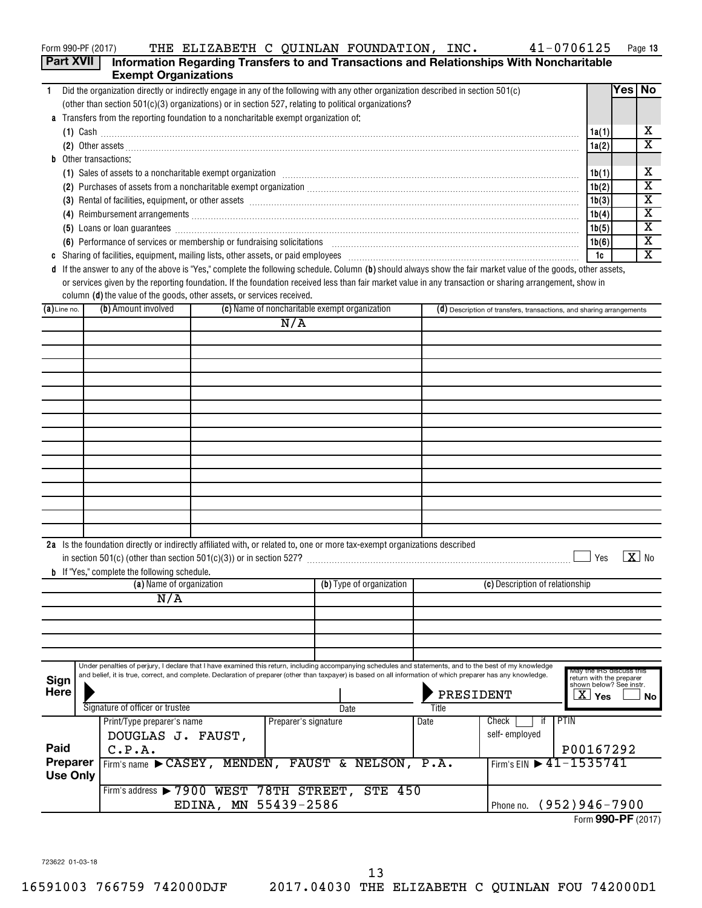Form 990-PF (2017) THE ELIZABETH C QUINLAN FOUNDATION, INC. 41-0706125 Page 13

## Part XVII Information Regarding Transfers to and Transactions and Relationships With Noncharitable Exempt Organizations

| | | | Yes | No |
|---|---|---|---|---|
| **1** | Did the organization directly or indirectly engage in any of the following with any other organization described in section 501(c) (other than section 501(c)(3) organizations) or in section 527, relating to political organizations? | | | |
| **a** | Transfers from the reporting foundation to a noncharitable exempt organization of: | | | |
| | (1) Cash | 1a(1) | | X |
| | (2) Other assets | 1a(2) | | X |
| **b** | Other transactions: | | | |
| | (1) Sales of assets to a noncharitable exempt organization | 1b(1) | | X |
| | (2) Purchases of assets from a noncharitable exempt organization | 1b(2) | | X |
| | (3) Rental of facilities, equipment, or other assets | 1b(3) | | X |
| | (4) Reimbursement arrangements | 1b(4) | | X |
| | (5) Loans or loan guarantees | 1b(5) | | X |
| | (6) Performance of services or membership or fundraising solicitations | 1b(6) | | X |
| **c** | Sharing of facilities, equipment, mailing lists, other assets, or paid employees | 1c | | X |

**d** If the answer to any of the above is "Yes," complete the following schedule. Column **(b)** should always show the fair market value of the goods, other assets, or services given by the reporting foundation. If the foundation received less than fair market value in any transaction or sharing arrangement, show in column **(d)** the value of the goods, other assets, or services received.

| (a) Line no. | (b) Amount involved | (c) Name of noncharitable exempt organization | (d) Description of transfers, transactions, and sharing arrangements |
|---|---|---|---|
| | | N/A | |

**2a** Is the foundation directly or indirectly affiliated with, or related to, one or more tax-exempt organizations described in section 501(c) (other than section 501(c)(3)) or in section 527? ☐ Yes ☒ No

**b** If "Yes," complete the following schedule.

| (a) Name of organization | (b) Type of organization | (c) Description of relationship |
|---|---|---|
| N/A | | |

**Sign Here**

Under penalties of perjury, I declare that I have examined this return, including accompanying schedules and statements, and to the best of my knowledge and belief, it is true, correct, and complete. Declaration of preparer (other than taxpayer) is based on all information of which preparer has any knowledge.

Signature of officer or trustee | Date | Title: PRESIDENT

May the IRS discuss this return with the preparer shown below? See instr. ☒ Yes ☐ No

**Paid Preparer Use Only**

| Print/Type preparer's name | Preparer's signature | Date | Check ☐ if self-employed | PTIN |
|---|---|---|---|---|
| DOUGLAS J. FAUST, C.P.A. | | | | P00167292 |

Firm's name ▶ CASEY, MENDEN, FAUST & NELSON, P.A. — Firm's EIN ▶ 41-1535741

Firm's address ▶ 7900 WEST 78TH STREET, STE 450 EDINA, MN 55439-2586 — Phone no. (952)946-7900

Form **990-PF** (2017)

723622 01-03-18

16591003 766759 742000DJF 2017.04030 THE ELIZABETH C QUINLAN FOU 742000D1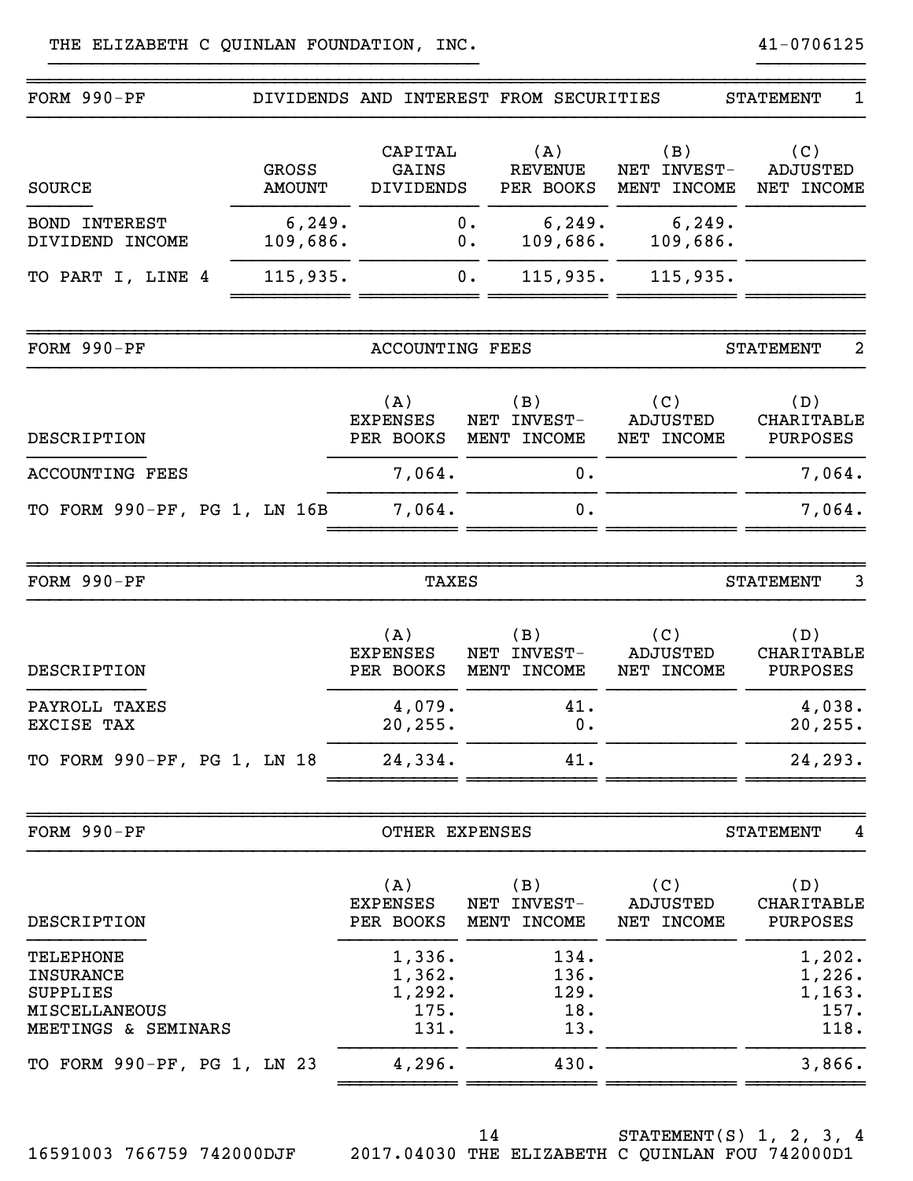THE ELIZABETH C QUINLAN FOUNDATION, INC. 41-0706125

## FORM 990-PF DIVIDENDS AND INTEREST FROM SECURITIES STATEMENT 1

| SOURCE | GROSS AMOUNT | CAPITAL GAINS DIVIDENDS | (A) REVENUE PER BOOKS | (B) NET INVEST-MENT INCOME | (C) ADJUSTED NET INCOME |
|---|---|---|---|---|---|
| BOND INTEREST | 6,249. | 0. | 6,249. | 6,249. | |
| DIVIDEND INCOME | 109,686. | 0. | 109,686. | 109,686. | |
| TO PART I, LINE 4 | 115,935. | 0. | 115,935. | 115,935. | |

## FORM 990-PF ACCOUNTING FEES STATEMENT 2

| DESCRIPTION | (A) EXPENSES PER BOOKS | (B) NET INVEST-MENT INCOME | (C) ADJUSTED NET INCOME | (D) CHARITABLE PURPOSES |
|---|---|---|---|---|
| ACCOUNTING FEES | 7,064. | 0. | | 7,064. |
| TO FORM 990-PF, PG 1, LN 16B | 7,064. | 0. | | 7,064. |

## FORM 990-PF TAXES STATEMENT 3

| DESCRIPTION | (A) EXPENSES PER BOOKS | (B) NET INVEST-MENT INCOME | (C) ADJUSTED NET INCOME | (D) CHARITABLE PURPOSES |
|---|---|---|---|---|
| PAYROLL TAXES | 4,079. | 41. | | 4,038. |
| EXCISE TAX | 20,255. | 0. | | 20,255. |
| TO FORM 990-PF, PG 1, LN 18 | 24,334. | 41. | | 24,293. |

## FORM 990-PF OTHER EXPENSES STATEMENT 4

| DESCRIPTION | (A) EXPENSES PER BOOKS | (B) NET INVEST-MENT INCOME | (C) ADJUSTED NET INCOME | (D) CHARITABLE PURPOSES |
|---|---|---|---|---|
| TELEPHONE | 1,336. | 134. | | 1,202. |
| INSURANCE | 1,362. | 136. | | 1,226. |
| SUPPLIES | 1,292. | 129. | | 1,163. |
| MISCELLANEOUS | 175. | 18. | | 157. |
| MEETINGS & SEMINARS | 131. | 13. | | 118. |
| TO FORM 990-PF, PG 1, LN 23 | 4,296. | 430. | | 3,866. |

STATEMENT(S) 1, 2, 3, 4

16591003 766759 742000DJF 2017.04030 THE ELIZABETH C QUINLAN FOU 742000D1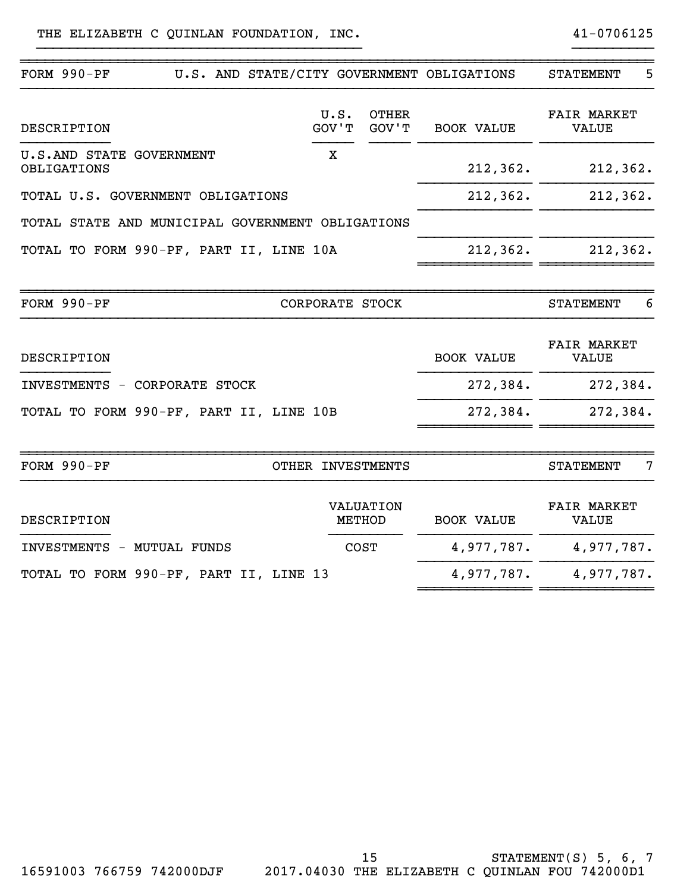THE ELIZABETH C QUINLAN FOUNDATION, INC. 41-0706125

## FORM 990-PF U.S. AND STATE/CITY GOVERNMENT OBLIGATIONS STATEMENT 5

| DESCRIPTION | U.S. GOV'T | OTHER GOV'T | BOOK VALUE | FAIR MARKET VALUE |
|---|---|---|---|---|
| U.S.AND STATE GOVERNMENT OBLIGATIONS | X | | 212,362. | 212,362. |
| TOTAL U.S. GOVERNMENT OBLIGATIONS | | | 212,362. | 212,362. |
| TOTAL STATE AND MUNICIPAL GOVERNMENT OBLIGATIONS | | | | |
| TOTAL TO FORM 990-PF, PART II, LINE 10A | | | 212,362. | 212,362. |

## FORM 990-PF CORPORATE STOCK STATEMENT 6

| DESCRIPTION | BOOK VALUE | FAIR MARKET VALUE |
|---|---|---|
| INVESTMENTS - CORPORATE STOCK | 272,384. | 272,384. |
| TOTAL TO FORM 990-PF, PART II, LINE 10B | 272,384. | 272,384. |

## FORM 990-PF OTHER INVESTMENTS STATEMENT 7

| DESCRIPTION | VALUATION METHOD | BOOK VALUE | FAIR MARKET VALUE |
|---|---|---|---|
| INVESTMENTS - MUTUAL FUNDS | COST | 4,977,787. | 4,977,787. |
| TOTAL TO FORM 990-PF, PART II, LINE 13 | | 4,977,787. | 4,977,787. |

STATEMENT(S) 5, 6, 7

16591003 766759 742000DJF 2017.04030 THE ELIZABETH C QUINLAN FOU 742000D1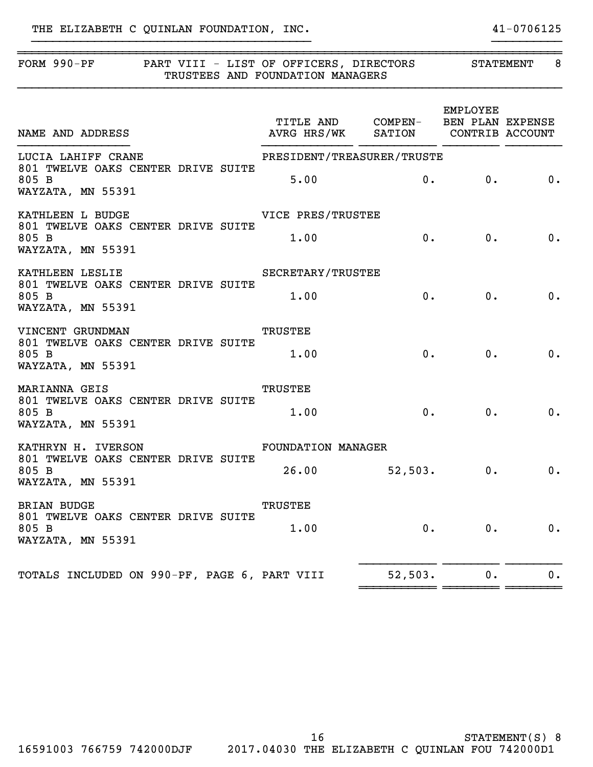THE ELIZABETH C QUINLAN FOUNDATION, INC. 41-0706125

## FORM 990-PF PART VIII - LIST OF OFFICERS, DIRECTORS TRUSTEES AND FOUNDATION MANAGERS STATEMENT 8

| NAME AND ADDRESS | TITLE AND AVRG HRS/WK | COMPEN-SATION | EMPLOYEE BEN PLAN CONTRIB | EXPENSE ACCOUNT |
|---|---|---|---|---|
| LUCIA LAHIFF CRANE<br>801 TWELVE OAKS CENTER DRIVE SUITE 805 B<br>WAYZATA, MN 55391 | PRESIDENT/TREASURER/TRUSTE<br>5.00 | 0. | 0. | 0. |
| KATHLEEN L BUDGE<br>801 TWELVE OAKS CENTER DRIVE SUITE 805 B<br>WAYZATA, MN 55391 | VICE PRES/TRUSTEE<br>1.00 | 0. | 0. | 0. |
| KATHLEEN LESLIE<br>801 TWELVE OAKS CENTER DRIVE SUITE 805 B<br>WAYZATA, MN 55391 | SECRETARY/TRUSTEE<br>1.00 | 0. | 0. | 0. |
| VINCENT GRUNDMAN<br>801 TWELVE OAKS CENTER DRIVE SUITE 805 B<br>WAYZATA, MN 55391 | TRUSTEE<br>1.00 | 0. | 0. | 0. |
| MARIANNA GEIS<br>801 TWELVE OAKS CENTER DRIVE SUITE 805 B<br>WAYZATA, MN 55391 | TRUSTEE<br>1.00 | 0. | 0. | 0. |
| KATHRYN H. IVERSON<br>801 TWELVE OAKS CENTER DRIVE SUITE 805 B<br>WAYZATA, MN 55391 | FOUNDATION MANAGER<br>26.00 | 52,503. | 0. | 0. |
| BRIAN BUDGE<br>801 TWELVE OAKS CENTER DRIVE SUITE 805 B<br>WAYZATA, MN 55391 | TRUSTEE<br>1.00 | 0. | 0. | 0. |
| TOTALS INCLUDED ON 990-PF, PAGE 6, PART VIII | | 52,503. | 0. | 0. |

STATEMENT(S) 8

16591003 766759 742000DJF 2017.04030 THE ELIZABETH C QUINLAN FOU 742000D1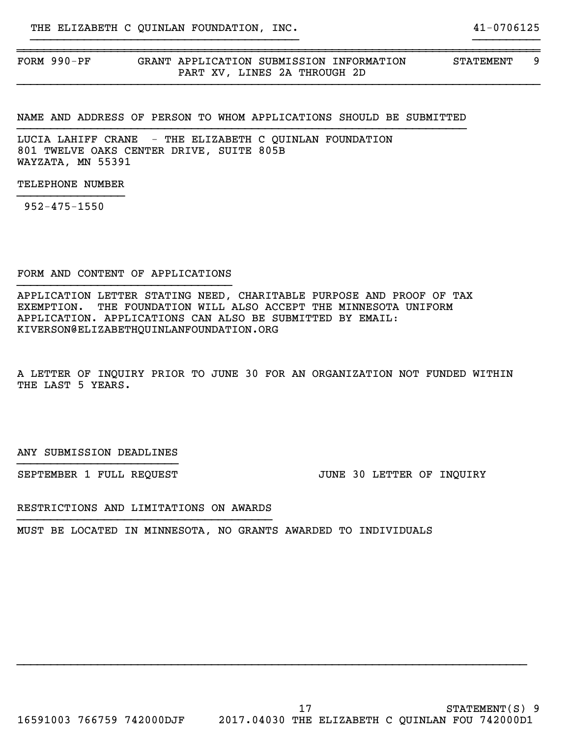THE ELIZABETH C QUINLAN FOUNDATION, INC. 41-0706125

FORM 990-PF GRANT APPLICATION SUBMISSION INFORMATION STATEMENT 9
PART XV, LINES 2A THROUGH 2D

NAME AND ADDRESS OF PERSON TO WHOM APPLICATIONS SHOULD BE SUBMITTED

LUCIA LAHIFF CRANE - THE ELIZABETH C QUINLAN FOUNDATION
801 TWELVE OAKS CENTER DRIVE, SUITE 805B
WAYZATA, MN 55391

TELEPHONE NUMBER

952-475-1550

FORM AND CONTENT OF APPLICATIONS

APPLICATION LETTER STATING NEED, CHARITABLE PURPOSE AND PROOF OF TAX EXEMPTION. THE FOUNDATION WILL ALSO ACCEPT THE MINNESOTA UNIFORM APPLICATION. APPLICATIONS CAN ALSO BE SUBMITTED BY EMAIL: KIVERSON@ELIZABETHQUINLANFOUNDATION.ORG

A LETTER OF INQUIRY PRIOR TO JUNE 30 FOR AN ORGANIZATION NOT FUNDED WITHIN THE LAST 5 YEARS.

ANY SUBMISSION DEADLINES

SEPTEMBER 1 FULL REQUEST JUNE 30 LETTER OF INQUIRY

RESTRICTIONS AND LIMITATIONS ON AWARDS

MUST BE LOCATED IN MINNESOTA, NO GRANTS AWARDED TO INDIVIDUALS

STATEMENT(S) 9

16591003 766759 742000DJF 2017.04030 THE ELIZABETH C QUINLAN FOU 742000D1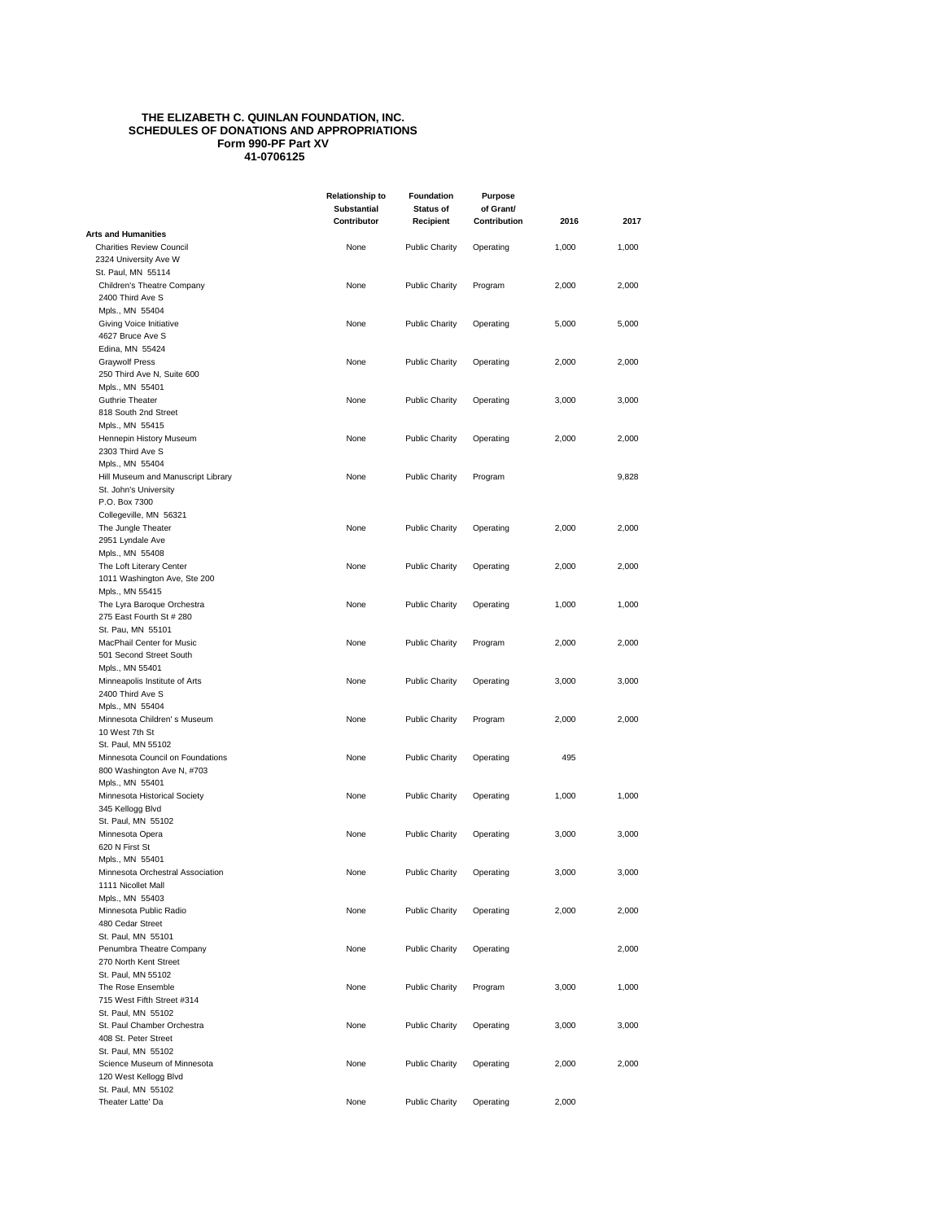**THE ELIZABETH C. QUINLAN FOUNDATION, INC.**
**SCHEDULES OF DONATIONS AND APPROPRIATIONS**
**Form 990-PF Part XV**
**41-0706125**

| | Relationship to Substantial Contributor | Foundation Status of Recipient | Purpose of Grant/ Contribution | 2016 | 2017 |
|---|---|---|---|---|---|
| **Arts and Humanities** | | | | | |
| Charities Review Council<br>2324 University Ave W<br>St. Paul, MN 55114 | None | Public Charity | Operating | 1,000 | 1,000 |
| Children's Theatre Company<br>2400 Third Ave S<br>Mpls., MN 55404 | None | Public Charity | Program | 2,000 | 2,000 |
| Giving Voice Initiative<br>4627 Bruce Ave S<br>Edina, MN 55424 | None | Public Charity | Operating | 5,000 | 5,000 |
| Graywolf Press<br>250 Third Ave N, Suite 600<br>Mpls., MN 55401 | None | Public Charity | Operating | 2,000 | 2,000 |
| Guthrie Theater<br>818 South 2nd Street<br>Mpls., MN 55415 | None | Public Charity | Operating | 3,000 | 3,000 |
| Hennepin History Museum<br>2303 Third Ave S<br>Mpls., MN 55404 | None | Public Charity | Operating | 2,000 | 2,000 |
| Hill Museum and Manuscript Library<br>St. John's University<br>P.O. Box 7300<br>Collegeville, MN 56321 | None | Public Charity | Program | | 9,828 |
| The Jungle Theater<br>2951 Lyndale Ave<br>Mpls., MN 55408 | None | Public Charity | Operating | 2,000 | 2,000 |
| The Loft Literary Center<br>1011 Washington Ave, Ste 200<br>Mpls., MN 55415 | None | Public Charity | Operating | 2,000 | 2,000 |
| The Lyra Baroque Orchestra<br>275 East Fourth St # 280<br>St. Pau, MN 55101 | None | Public Charity | Operating | 1,000 | 1,000 |
| MacPhail Center for Music<br>501 Second Street South<br>Mpls., MN 55401 | None | Public Charity | Program | 2,000 | 2,000 |
| Minneapolis Institute of Arts<br>2400 Third Ave S<br>Mpls., MN 55404 | None | Public Charity | Operating | 3,000 | 3,000 |
| Minnesota Children' s Museum<br>10 West 7th St<br>St. Paul, MN 55102 | None | Public Charity | Program | 2,000 | 2,000 |
| Minnesota Council on Foundations<br>800 Washington Ave N, #703<br>Mpls., MN 55401 | None | Public Charity | Operating | 495 | |
| Minnesota Historical Society<br>345 Kellogg Blvd<br>St. Paul, MN 55102 | None | Public Charity | Operating | 1,000 | 1,000 |
| Minnesota Opera<br>620 N First St<br>Mpls., MN 55401 | None | Public Charity | Operating | 3,000 | 3,000 |
| Minnesota Orchestral Association<br>1111 Nicollet Mall<br>Mpls., MN 55403 | None | Public Charity | Operating | 3,000 | 3,000 |
| Minnesota Public Radio<br>480 Cedar Street<br>St. Paul, MN 55101 | None | Public Charity | Operating | 2,000 | 2,000 |
| Penumbra Theatre Company<br>270 North Kent Street<br>St. Paul, MN 55102 | None | Public Charity | Operating | | 2,000 |
| The Rose Ensemble<br>715 West Fifth Street #314<br>St. Paul, MN 55102 | None | Public Charity | Program | 3,000 | 1,000 |
| St. Paul Chamber Orchestra<br>408 St. Peter Street<br>St. Paul, MN 55102 | None | Public Charity | Operating | 3,000 | 3,000 |
| Science Museum of Minnesota<br>120 West Kellogg Blvd<br>St. Paul, MN 55102 | None | Public Charity | Operating | 2,000 | 2,000 |
| Theater Latte' Da | None | Public Charity | Operating | 2,000 | |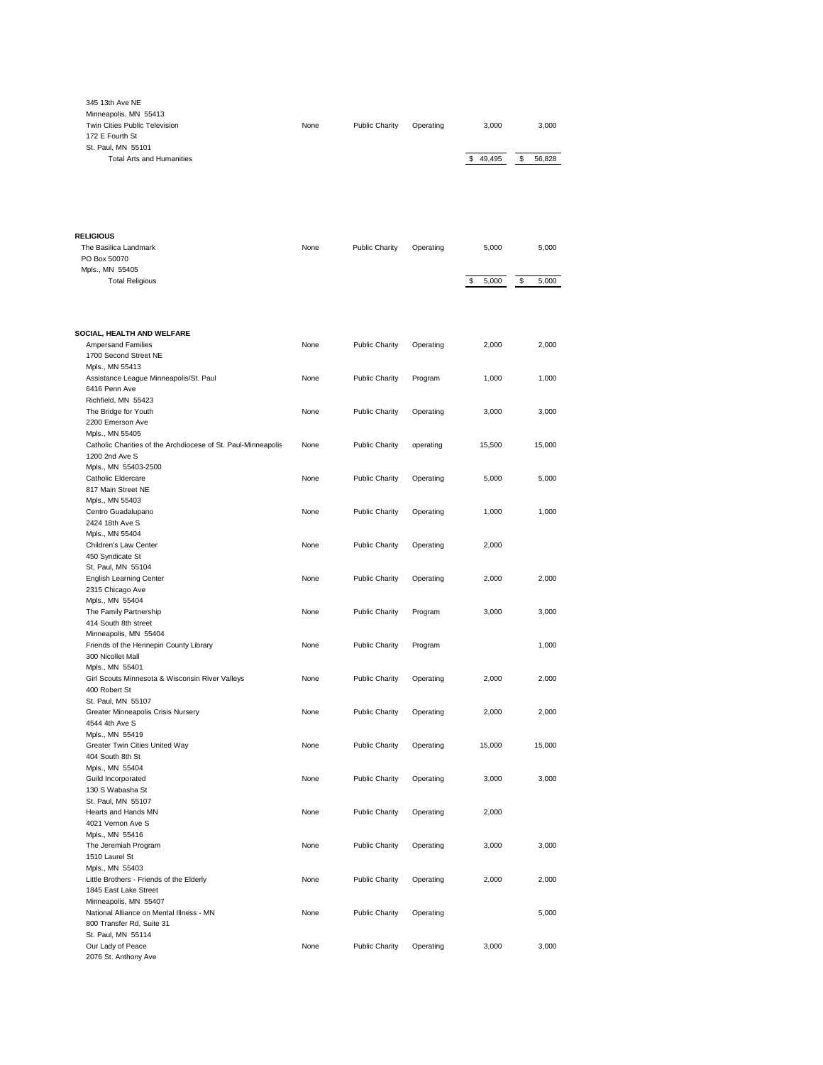| | | | | | |
|---|---|---|---|---|---|
| 345 13th Ave NE | | | | | |
| Minneapolis, MN 55413 | | | | | |
| Twin Cities Public Television | None | Public Charity | Operating | 3,000 | 3,000 |
| 172 E Fourth St | | | | | |
| St. Paul, MN 55101 | | | | | |
| Total Arts and Humanities | | | | $ 49,495 | $ 56,828 |

| | | | | | |
|---|---|---|---|---|---|
| **RELIGIOUS** | | | | | |
| The Basilica Landmark | None | Public Charity | Operating | 5,000 | 5,000 |
| PO Box 50070 | | | | | |
| Mpls., MN 55405 | | | | | |
| Total Religious | | | | $ 5,000 | $ 5,000 |

| | | | | | |
|---|---|---|---|---|---|
| **SOCIAL, HEALTH AND WELFARE** | | | | | |
| Ampersand Families | None | Public Charity | Operating | 2,000 | 2,000 |
| 1700 Second Street NE | | | | | |
| Mpls., MN 55413 | | | | | |
| Assistance League Minneapolis/St. Paul | None | Public Charity | Program | 1,000 | 1,000 |
| 6416 Penn Ave | | | | | |
| Richfield, MN 55423 | | | | | |
| The Bridge for Youth | None | Public Charity | Operating | 3,000 | 3,000 |
| 2200 Emerson Ave | | | | | |
| Mpls., MN 55405 | | | | | |
| Catholic Charities of the Archdiocese of St. Paul-Minneapolis | None | Public Charity | operating | 15,500 | 15,000 |
| 1200 2nd Ave S | | | | | |
| Mpls., MN 55403-2500 | | | | | |
| Catholic Eldercare | None | Public Charity | Operating | 5,000 | 5,000 |
| 817 Main Street NE | | | | | |
| Mpls., MN 55403 | | | | | |
| Centro Guadalupano | None | Public Charity | Operating | 1,000 | 1,000 |
| 2424 18th Ave S | | | | | |
| Mpls., MN 55404 | | | | | |
| Children's Law Center | None | Public Charity | Operating | 2,000 | |
| 450 Syndicate St | | | | | |
| St. Paul, MN 55104 | | | | | |
| English Learning Center | None | Public Charity | Operating | 2,000 | 2,000 |
| 2315 Chicago Ave | | | | | |
| Mpls., MN 55404 | | | | | |
| The Family Partnership | None | Public Charity | Program | 3,000 | 3,000 |
| 414 South 8th street | | | | | |
| Minneapolis, MN 55404 | | | | | |
| Friends of the Hennepin County Library | None | Public Charity | Program | | 1,000 |
| 300 Nicollet Mall | | | | | |
| Mpls., MN 55401 | | | | | |
| Girl Scouts Minnesota & Wisconsin River Valleys | None | Public Charity | Operating | 2,000 | 2,000 |
| 400 Robert St | | | | | |
| St. Paul, MN 55107 | | | | | |
| Greater Minneapolis Crisis Nursery | None | Public Charity | Operating | 2,000 | 2,000 |
| 4544 4th Ave S | | | | | |
| Mpls., MN 55419 | | | | | |
| Greater Twin Cities United Way | None | Public Charity | Operating | 15,000 | 15,000 |
| 404 South 8th St | | | | | |
| Mpls., MN 55404 | | | | | |
| Guild Incorporated | None | Public Charity | Operating | 3,000 | 3,000 |
| 130 S Wabasha St | | | | | |
| St. Paul, MN 55107 | | | | | |
| Hearts and Hands MN | None | Public Charity | Operating | 2,000 | |
| 4021 Vernon Ave S | | | | | |
| Mpls., MN 55416 | | | | | |
| The Jeremiah Program | None | Public Charity | Operating | 3,000 | 3,000 |
| 1510 Laurel St | | | | | |
| Mpls., MN 55403 | | | | | |
| Little Brothers - Friends of the Elderly | None | Public Charity | Operating | 2,000 | 2,000 |
| 1845 East Lake Street | | | | | |
| Minneapolis, MN 55407 | | | | | |
| National Alliance on Mental Illness - MN | None | Public Charity | Operating | | 5,000 |
| 800 Transfer Rd, Suite 31 | | | | | |
| St. Paul, MN 55114 | | | | | |
| Our Lady of Peace | None | Public Charity | Operating | 3,000 | 3,000 |
| 2076 St. Anthony Ave | | | | | |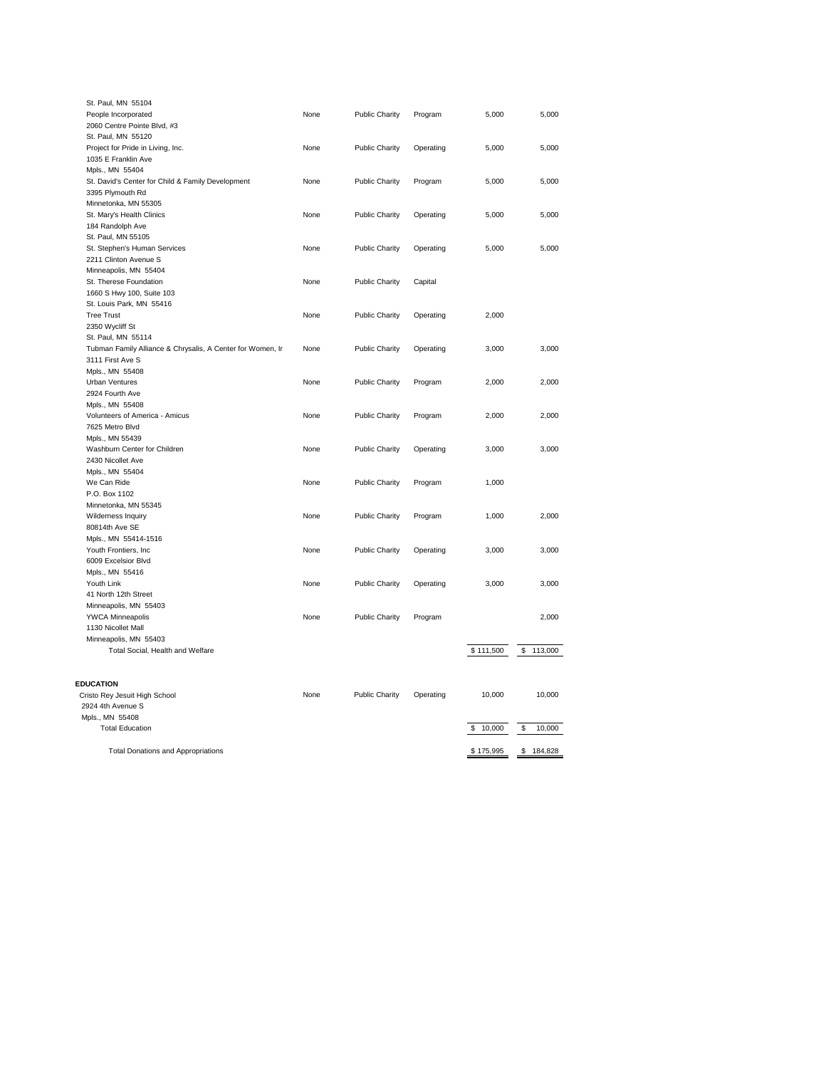| | | | | | |
|---|---|---|---|---|---|
| St. Paul, MN 55104 | | | | | |
| People Incorporated<br>2060 Centre Pointe Blvd, #3<br>St. Paul, MN 55120 | None | Public Charity | Program | 5,000 | 5,000 |
| Project for Pride in Living, Inc.<br>1035 E Franklin Ave<br>Mpls., MN 55404 | None | Public Charity | Operating | 5,000 | 5,000 |
| St. David's Center for Child & Family Development<br>3395 Plymouth Rd<br>Minnetonka, MN 55305 | None | Public Charity | Program | 5,000 | 5,000 |
| St. Mary's Health Clinics<br>184 Randolph Ave<br>St. Paul, MN 55105 | None | Public Charity | Operating | 5,000 | 5,000 |
| St. Stephen's Human Services<br>2211 Clinton Avenue S<br>Minneapolis, MN 55404 | None | Public Charity | Operating | 5,000 | 5,000 |
| St. Therese Foundation<br>1660 S Hwy 100, Suite 103<br>St. Louis Park, MN 55416 | None | Public Charity | Capital | | |
| Tree Trust<br>2350 Wycliff St<br>St. Paul, MN 55114 | None | Public Charity | Operating | 2,000 | |
| Tubman Family Alliance & Chrysalis, A Center for Women, Ir<br>3111 First Ave S<br>Mpls., MN 55408 | None | Public Charity | Operating | 3,000 | 3,000 |
| Urban Ventures<br>2924 Fourth Ave<br>Mpls., MN 55408 | None | Public Charity | Program | 2,000 | 2,000 |
| Volunteers of America - Amicus<br>7625 Metro Blvd<br>Mpls., MN 55439 | None | Public Charity | Program | 2,000 | 2,000 |
| Washburn Center for Children<br>2430 Nicollet Ave<br>Mpls., MN 55404 | None | Public Charity | Operating | 3,000 | 3,000 |
| We Can Ride<br>P.O. Box 1102<br>Minnetonka, MN 55345 | None | Public Charity | Program | 1,000 | |
| Wilderness Inquiry<br>80814th Ave SE<br>Mpls., MN 55414-1516 | None | Public Charity | Program | 1,000 | 2,000 |
| Youth Frontiers, Inc<br>6009 Excelsior Blvd<br>Mpls., MN 55416 | None | Public Charity | Operating | 3,000 | 3,000 |
| Youth Link<br>41 North 12th Street<br>Minneapolis, MN 55403 | None | Public Charity | Operating | 3,000 | 3,000 |
| YWCA Minneapolis<br>1130 Nicollet Mall<br>Minneapolis, MN 55403 | None | Public Charity | Program | | 2,000 |
| Total Social, Health and Welfare | | | | $ 111,500 | $ 113,000 |
| **EDUCATION** | | | | | |
| Cristo Rey Jesuit High School<br>2924 4th Avenue S<br>Mpls., MN 55408 | None | Public Charity | Operating | 10,000 | 10,000 |
| Total Education | | | | $ 10,000 | $ 10,000 |
| Total Donations and Appropriations | | | | $ 175,995 | $ 184,828 |